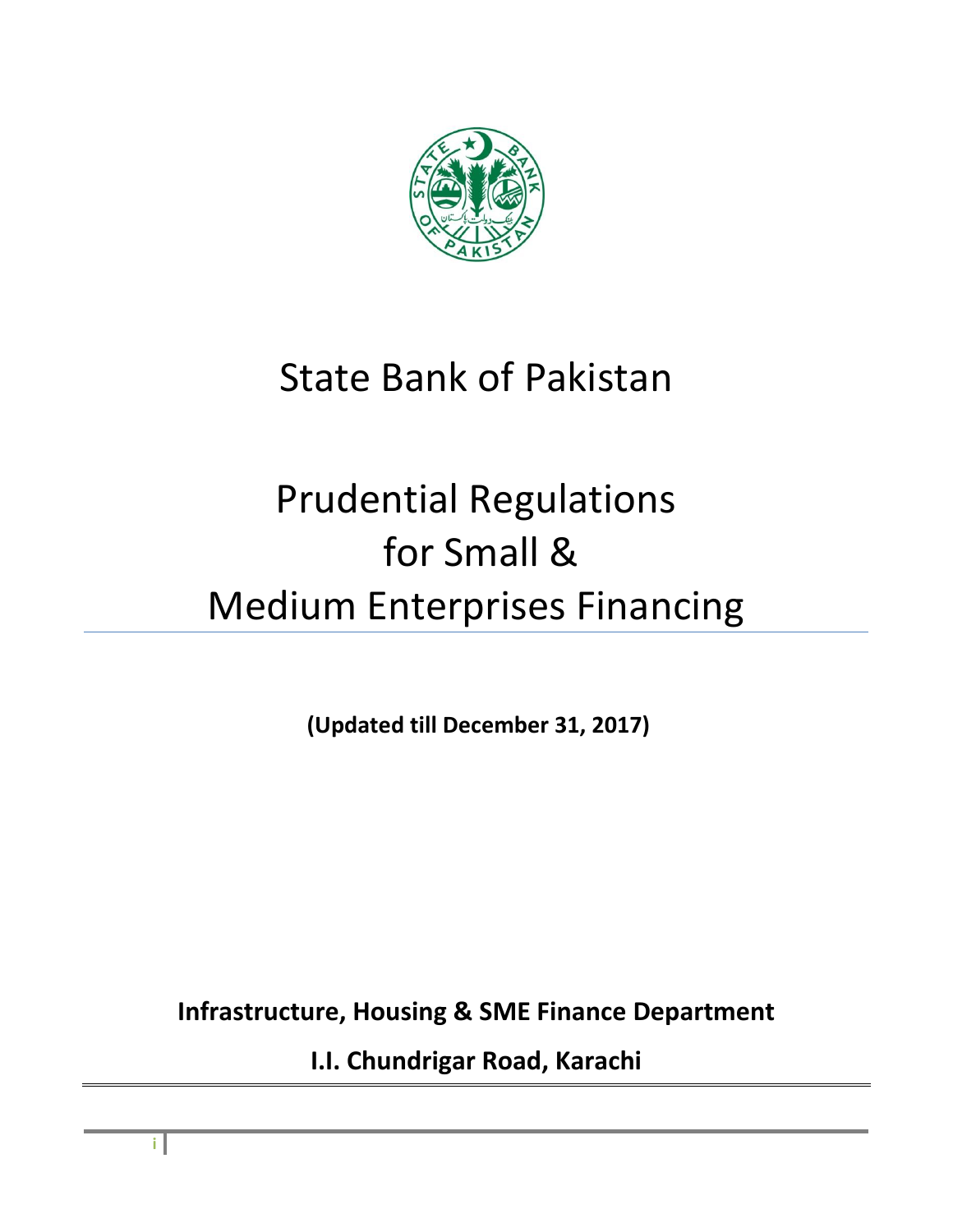# State Bank of Pakistan

# Prudential Regulations for Small & Medium Enterprises Financing

**(Updated till December 31, 2017)**

**Infrastructure, Housing & SME Finance Department**

**I.I. Chundrigar Road, Karachi**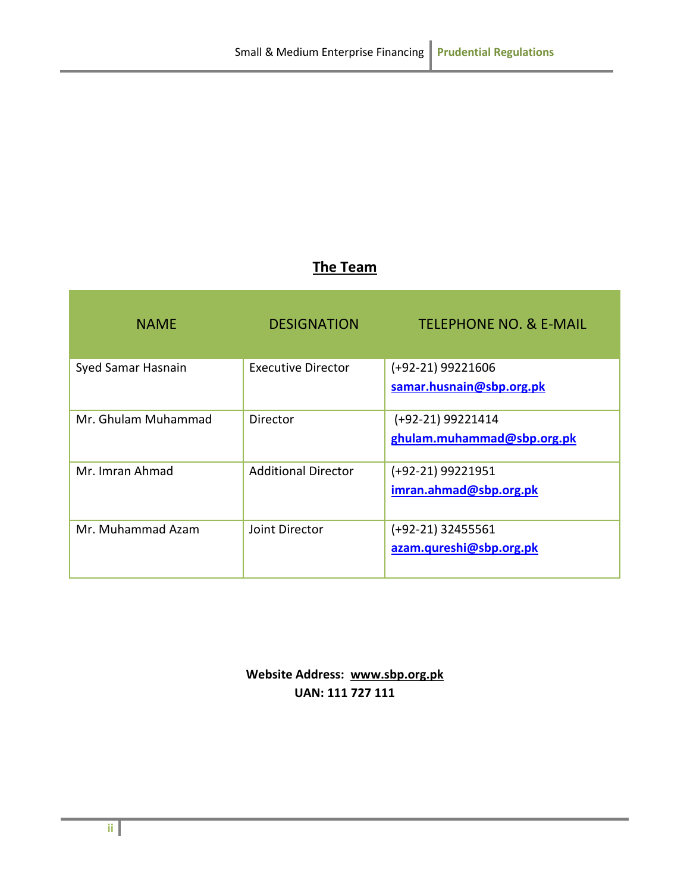## The Team

| NAME | DESIGNATION | TELEPHONE NO. & E-MAIL |
|---|---|---|
| Syed Samar Hasnain | Executive Director | (+92-21) 99221606<br>**samar.husnain@sbp.org.pk** |
| Mr. Ghulam Muhammad | Director | (+92-21) 99221414<br>**ghulam.muhammad@sbp.org.pk** |
| Mr. Imran Ahmad | Additional Director | (+92-21) 99221951<br>**imran.ahmad@sbp.org.pk** |
| Mr. Muhammad Azam | Joint Director | (+92-21) 32455561<br>**azam.qureshi@sbp.org.pk** |

**Website Address: www.sbp.org.pk**
**UAN: 111 727 111**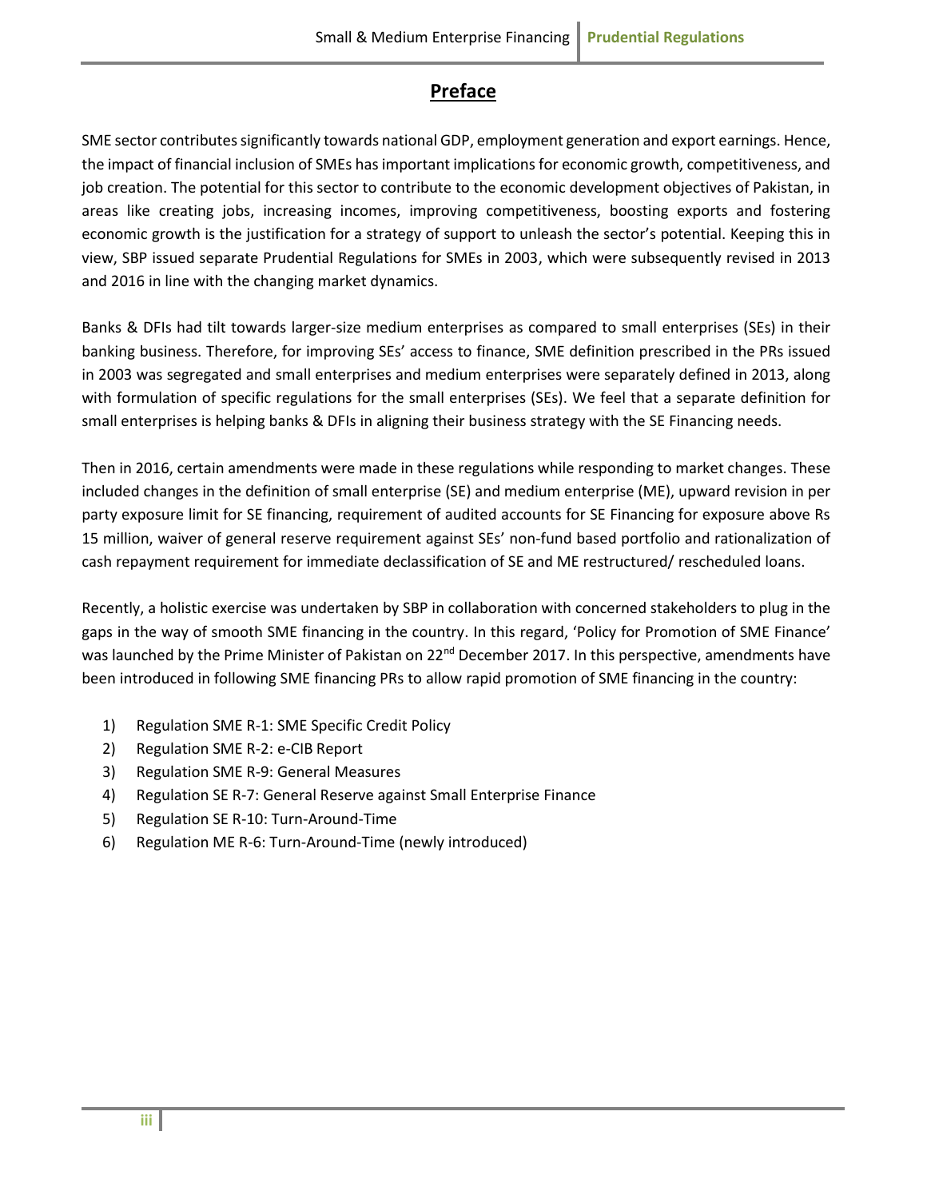# Preface

SME sector contributes significantly towards national GDP, employment generation and export earnings. Hence, the impact of financial inclusion of SMEs has important implications for economic growth, competitiveness, and job creation. The potential for this sector to contribute to the economic development objectives of Pakistan, in areas like creating jobs, increasing incomes, improving competitiveness, boosting exports and fostering economic growth is the justification for a strategy of support to unleash the sector's potential. Keeping this in view, SBP issued separate Prudential Regulations for SMEs in 2003, which were subsequently revised in 2013 and 2016 in line with the changing market dynamics.

Banks & DFIs had tilt towards larger-size medium enterprises as compared to small enterprises (SEs) in their banking business. Therefore, for improving SEs' access to finance, SME definition prescribed in the PRs issued in 2003 was segregated and small enterprises and medium enterprises were separately defined in 2013, along with formulation of specific regulations for the small enterprises (SEs). We feel that a separate definition for small enterprises is helping banks & DFIs in aligning their business strategy with the SE Financing needs.

Then in 2016, certain amendments were made in these regulations while responding to market changes. These included changes in the definition of small enterprise (SE) and medium enterprise (ME), upward revision in per party exposure limit for SE financing, requirement of audited accounts for SE Financing for exposure above Rs 15 million, waiver of general reserve requirement against SEs' non-fund based portfolio and rationalization of cash repayment requirement for immediate declassification of SE and ME restructured/ rescheduled loans.

Recently, a holistic exercise was undertaken by SBP in collaboration with concerned stakeholders to plug in the gaps in the way of smooth SME financing in the country. In this regard, 'Policy for Promotion of SME Finance' was launched by the Prime Minister of Pakistan on 22nd December 2017. In this perspective, amendments have been introduced in following SME financing PRs to allow rapid promotion of SME financing in the country:

1) Regulation SME R-1: SME Specific Credit Policy
2) Regulation SME R-2: e-CIB Report
3) Regulation SME R-9: General Measures
4) Regulation SE R-7: General Reserve against Small Enterprise Finance
5) Regulation SE R-10: Turn-Around-Time
6) Regulation ME R-6: Turn-Around-Time (newly introduced)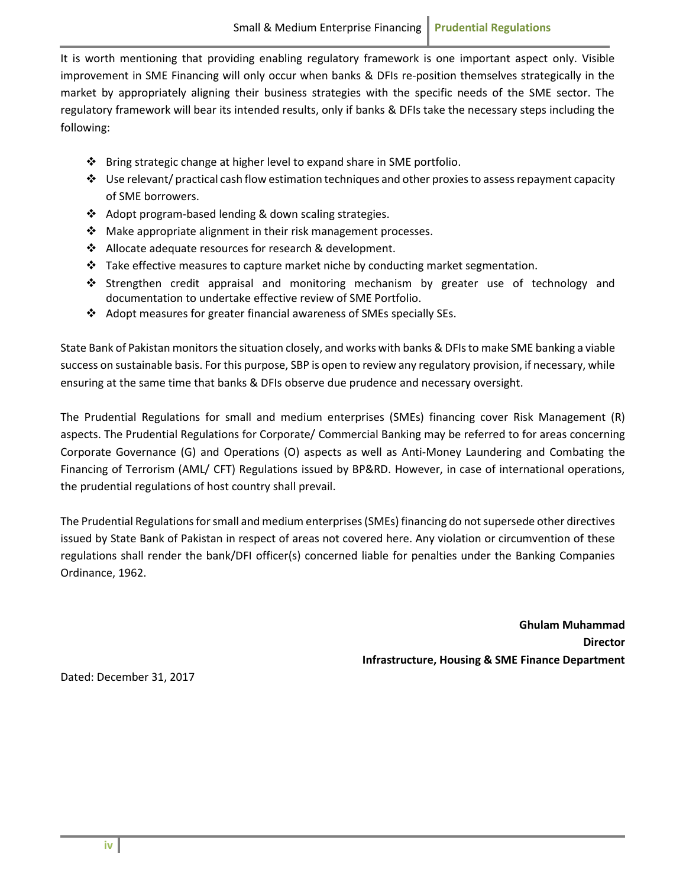It is worth mentioning that providing enabling regulatory framework is one important aspect only. Visible improvement in SME Financing will only occur when banks & DFIs re-position themselves strategically in the market by appropriately aligning their business strategies with the specific needs of the SME sector. The regulatory framework will bear its intended results, only if banks & DFIs take the necessary steps including the following:

- Bring strategic change at higher level to expand share in SME portfolio.
- Use relevant/ practical cash flow estimation techniques and other proxies to assess repayment capacity of SME borrowers.
- Adopt program-based lending & down scaling strategies.
- Make appropriate alignment in their risk management processes.
- Allocate adequate resources for research & development.
- Take effective measures to capture market niche by conducting market segmentation.
- Strengthen credit appraisal and monitoring mechanism by greater use of technology and documentation to undertake effective review of SME Portfolio.
- Adopt measures for greater financial awareness of SMEs specially SEs.

State Bank of Pakistan monitors the situation closely, and works with banks & DFIs to make SME banking a viable success on sustainable basis. For this purpose, SBP is open to review any regulatory provision, if necessary, while ensuring at the same time that banks & DFIs observe due prudence and necessary oversight.

The Prudential Regulations for small and medium enterprises (SMEs) financing cover Risk Management (R) aspects. The Prudential Regulations for Corporate/ Commercial Banking may be referred to for areas concerning Corporate Governance (G) and Operations (O) aspects as well as Anti-Money Laundering and Combating the Financing of Terrorism (AML/ CFT) Regulations issued by BP&RD. However, in case of international operations, the prudential regulations of host country shall prevail.

The Prudential Regulations for small and medium enterprises (SMEs) financing do not supersede other directives issued by State Bank of Pakistan in respect of areas not covered here. Any violation or circumvention of these regulations shall render the bank/DFI officer(s) concerned liable for penalties under the Banking Companies Ordinance, 1962.

**Ghulam Muhammad**
**Director**
**Infrastructure, Housing & SME Finance Department**

Dated: December 31, 2017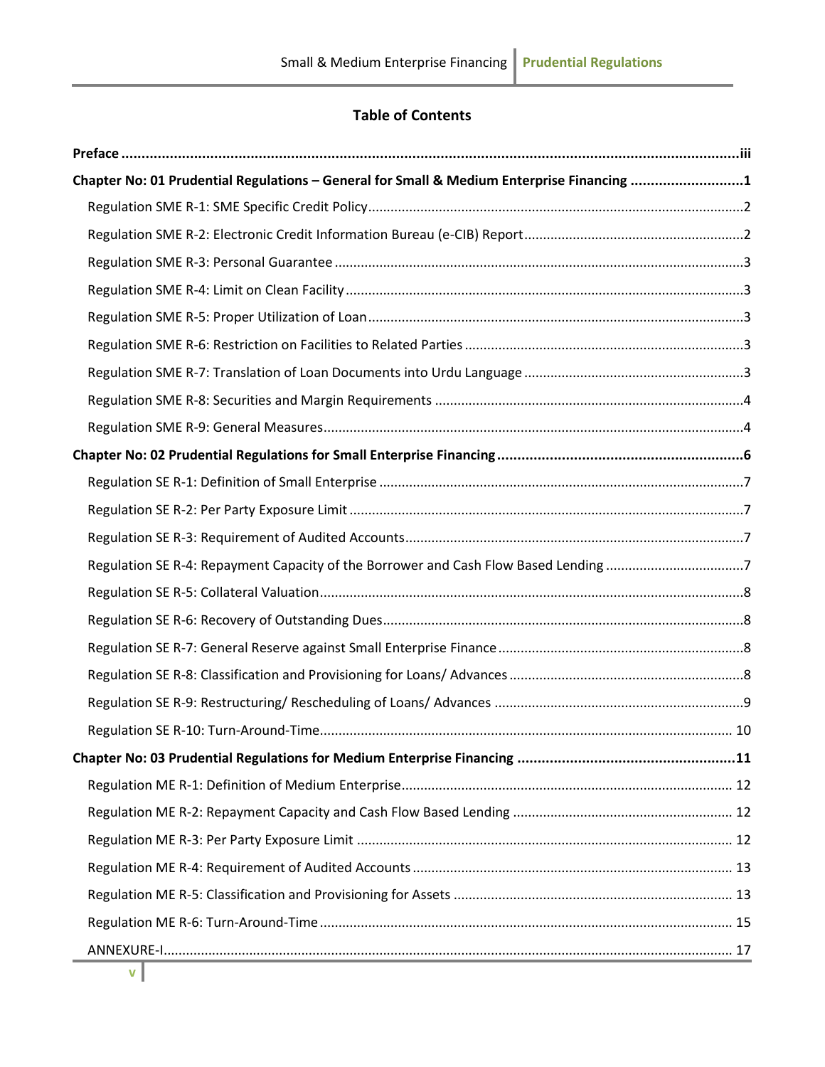## Table of Contents

**Preface** ..... iii

**Chapter No: 01 Prudential Regulations – General for Small & Medium Enterprise Financing** ..... 1

- Regulation SME R-1: SME Specific Credit Policy ..... 2
- Regulation SME R-2: Electronic Credit Information Bureau (e-CIB) Report ..... 2
- Regulation SME R-3: Personal Guarantee ..... 3
- Regulation SME R-4: Limit on Clean Facility ..... 3
- Regulation SME R-5: Proper Utilization of Loan ..... 3
- Regulation SME R-6: Restriction on Facilities to Related Parties ..... 3
- Regulation SME R-7: Translation of Loan Documents into Urdu Language ..... 3
- Regulation SME R-8: Securities and Margin Requirements ..... 4
- Regulation SME R-9: General Measures ..... 4

**Chapter No: 02 Prudential Regulations for Small Enterprise Financing** ..... 6

- Regulation SE R-1: Definition of Small Enterprise ..... 7
- Regulation SE R-2: Per Party Exposure Limit ..... 7
- Regulation SE R-3: Requirement of Audited Accounts ..... 7
- Regulation SE R-4: Repayment Capacity of the Borrower and Cash Flow Based Lending ..... 7
- Regulation SE R-5: Collateral Valuation ..... 8
- Regulation SE R-6: Recovery of Outstanding Dues ..... 8
- Regulation SE R-7: General Reserve against Small Enterprise Finance ..... 8
- Regulation SE R-8: Classification and Provisioning for Loans/ Advances ..... 8
- Regulation SE R-9: Restructuring/ Rescheduling of Loans/ Advances ..... 9
- Regulation SE R-10: Turn-Around-Time ..... 10

**Chapter No: 03 Prudential Regulations for Medium Enterprise Financing** ..... 11

- Regulation ME R-1: Definition of Medium Enterprise ..... 12
- Regulation ME R-2: Repayment Capacity and Cash Flow Based Lending ..... 12
- Regulation ME R-3: Per Party Exposure Limit ..... 12
- Regulation ME R-4: Requirement of Audited Accounts ..... 13
- Regulation ME R-5: Classification and Provisioning for Assets ..... 13
- Regulation ME R-6: Turn-Around-Time ..... 15
- ANNEXURE-I ..... 17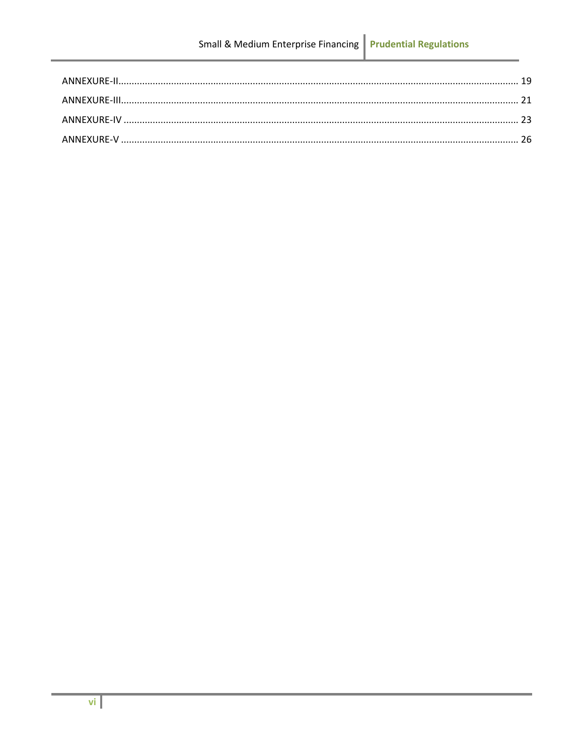ANNEXURE-II ........................................................................................................................................ 19

ANNEXURE-III ....................................................................................................................................... 21

ANNEXURE-IV ....................................................................................................................................... 23

ANNEXURE-V ........................................................................................................................................ 26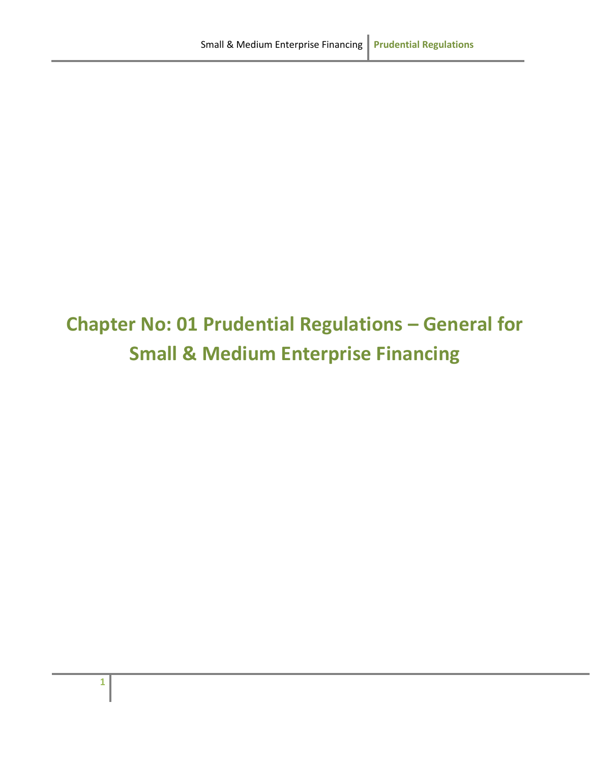# Chapter No: 01 Prudential Regulations – General for Small & Medium Enterprise Financing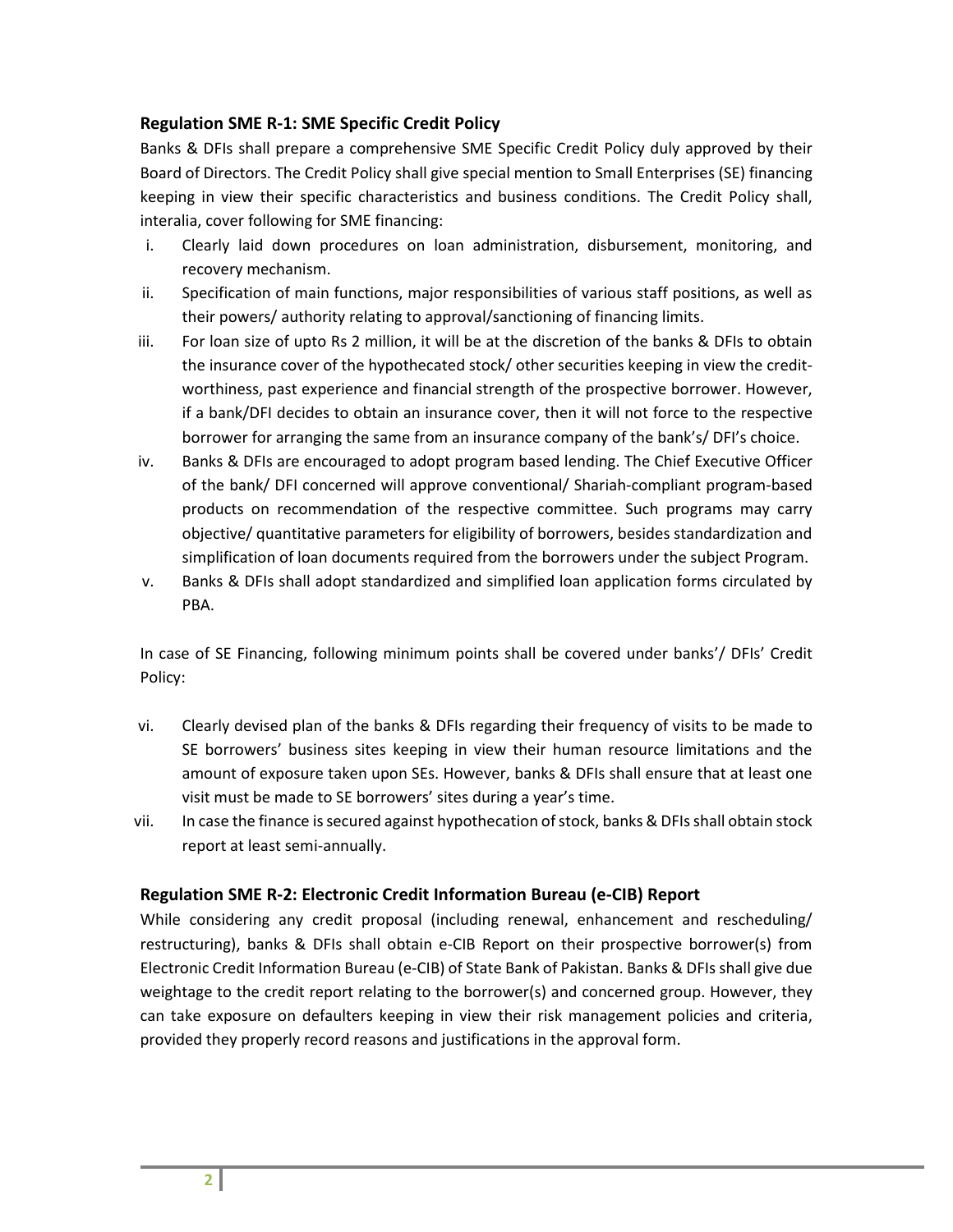### Regulation SME R-1: SME Specific Credit Policy

Banks & DFIs shall prepare a comprehensive SME Specific Credit Policy duly approved by their Board of Directors. The Credit Policy shall give special mention to Small Enterprises (SE) financing keeping in view their specific characteristics and business conditions. The Credit Policy shall, interalia, cover following for SME financing:

i. Clearly laid down procedures on loan administration, disbursement, monitoring, and recovery mechanism.
ii. Specification of main functions, major responsibilities of various staff positions, as well as their powers/ authority relating to approval/sanctioning of financing limits.
iii. For loan size of upto Rs 2 million, it will be at the discretion of the banks & DFIs to obtain the insurance cover of the hypothecated stock/ other securities keeping in view the credit-worthiness, past experience and financial strength of the prospective borrower. However, if a bank/DFI decides to obtain an insurance cover, then it will not force to the respective borrower for arranging the same from an insurance company of the bank's/ DFI's choice.
iv. Banks & DFIs are encouraged to adopt program based lending. The Chief Executive Officer of the bank/ DFI concerned will approve conventional/ Shariah-compliant program-based products on recommendation of the respective committee. Such programs may carry objective/ quantitative parameters for eligibility of borrowers, besides standardization and simplification of loan documents required from the borrowers under the subject Program.
v. Banks & DFIs shall adopt standardized and simplified loan application forms circulated by PBA.

In case of SE Financing, following minimum points shall be covered under banks'/ DFIs' Credit Policy:

vi. Clearly devised plan of the banks & DFIs regarding their frequency of visits to be made to SE borrowers' business sites keeping in view their human resource limitations and the amount of exposure taken upon SEs. However, banks & DFIs shall ensure that at least one visit must be made to SE borrowers' sites during a year's time.
vii. In case the finance is secured against hypothecation of stock, banks & DFIs shall obtain stock report at least semi-annually.

### Regulation SME R-2: Electronic Credit Information Bureau (e-CIB) Report

While considering any credit proposal (including renewal, enhancement and rescheduling/ restructuring), banks & DFIs shall obtain e-CIB Report on their prospective borrower(s) from Electronic Credit Information Bureau (e-CIB) of State Bank of Pakistan. Banks & DFIs shall give due weightage to the credit report relating to the borrower(s) and concerned group. However, they can take exposure on defaulters keeping in view their risk management policies and criteria, provided they properly record reasons and justifications in the approval form.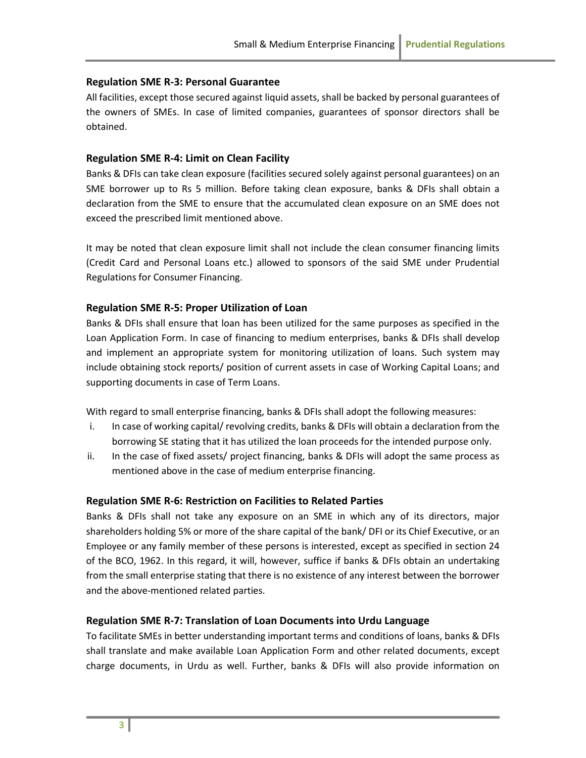### Regulation SME R-3: Personal Guarantee

All facilities, except those secured against liquid assets, shall be backed by personal guarantees of the owners of SMEs. In case of limited companies, guarantees of sponsor directors shall be obtained.

### Regulation SME R-4: Limit on Clean Facility

Banks & DFIs can take clean exposure (facilities secured solely against personal guarantees) on an SME borrower up to Rs 5 million. Before taking clean exposure, banks & DFIs shall obtain a declaration from the SME to ensure that the accumulated clean exposure on an SME does not exceed the prescribed limit mentioned above.

It may be noted that clean exposure limit shall not include the clean consumer financing limits (Credit Card and Personal Loans etc.) allowed to sponsors of the said SME under Prudential Regulations for Consumer Financing.

### Regulation SME R-5: Proper Utilization of Loan

Banks & DFIs shall ensure that loan has been utilized for the same purposes as specified in the Loan Application Form. In case of financing to medium enterprises, banks & DFIs shall develop and implement an appropriate system for monitoring utilization of loans. Such system may include obtaining stock reports/ position of current assets in case of Working Capital Loans; and supporting documents in case of Term Loans.

With regard to small enterprise financing, banks & DFIs shall adopt the following measures:

i. In case of working capital/ revolving credits, banks & DFIs will obtain a declaration from the borrowing SE stating that it has utilized the loan proceeds for the intended purpose only.
ii. In the case of fixed assets/ project financing, banks & DFIs will adopt the same process as mentioned above in the case of medium enterprise financing.

### Regulation SME R-6: Restriction on Facilities to Related Parties

Banks & DFIs shall not take any exposure on an SME in which any of its directors, major shareholders holding 5% or more of the share capital of the bank/ DFI or its Chief Executive, or an Employee or any family member of these persons is interested, except as specified in section 24 of the BCO, 1962. In this regard, it will, however, suffice if banks & DFIs obtain an undertaking from the small enterprise stating that there is no existence of any interest between the borrower and the above-mentioned related parties.

### Regulation SME R-7: Translation of Loan Documents into Urdu Language

To facilitate SMEs in better understanding important terms and conditions of loans, banks & DFIs shall translate and make available Loan Application Form and other related documents, except charge documents, in Urdu as well. Further, banks & DFIs will also provide information on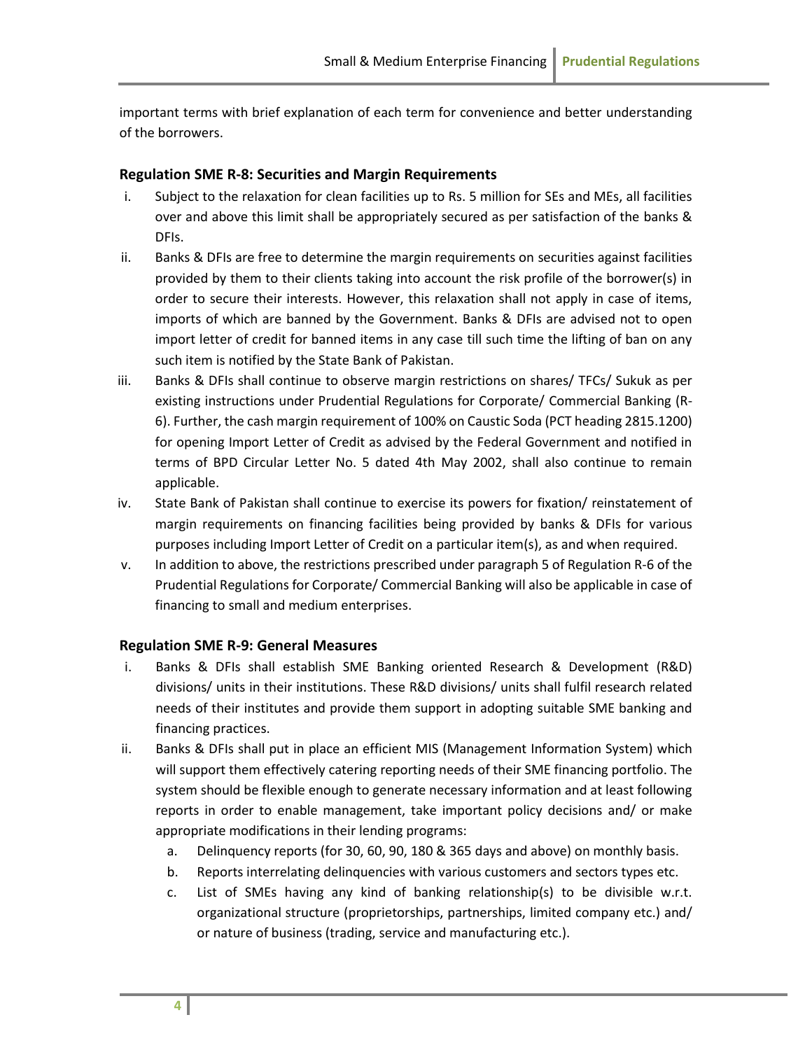important terms with brief explanation of each term for convenience and better understanding of the borrowers.

### Regulation SME R-8: Securities and Margin Requirements

i. Subject to the relaxation for clean facilities up to Rs. 5 million for SEs and MEs, all facilities over and above this limit shall be appropriately secured as per satisfaction of the banks & DFIs.

ii. Banks & DFIs are free to determine the margin requirements on securities against facilities provided by them to their clients taking into account the risk profile of the borrower(s) in order to secure their interests. However, this relaxation shall not apply in case of items, imports of which are banned by the Government. Banks & DFIs are advised not to open import letter of credit for banned items in any case till such time the lifting of ban on any such item is notified by the State Bank of Pakistan.

iii. Banks & DFIs shall continue to observe margin restrictions on shares/ TFCs/ Sukuk as per existing instructions under Prudential Regulations for Corporate/ Commercial Banking (R-6). Further, the cash margin requirement of 100% on Caustic Soda (PCT heading 2815.1200) for opening Import Letter of Credit as advised by the Federal Government and notified in terms of BPD Circular Letter No. 5 dated 4th May 2002, shall also continue to remain applicable.

iv. State Bank of Pakistan shall continue to exercise its powers for fixation/ reinstatement of margin requirements on financing facilities being provided by banks & DFIs for various purposes including Import Letter of Credit on a particular item(s), as and when required.

v. In addition to above, the restrictions prescribed under paragraph 5 of Regulation R-6 of the Prudential Regulations for Corporate/ Commercial Banking will also be applicable in case of financing to small and medium enterprises.

### Regulation SME R-9: General Measures

i. Banks & DFIs shall establish SME Banking oriented Research & Development (R&D) divisions/ units in their institutions. These R&D divisions/ units shall fulfil research related needs of their institutes and provide them support in adopting suitable SME banking and financing practices.

ii. Banks & DFIs shall put in place an efficient MIS (Management Information System) which will support them effectively catering reporting needs of their SME financing portfolio. The system should be flexible enough to generate necessary information and at least following reports in order to enable management, take important policy decisions and/ or make appropriate modifications in their lending programs:

   a. Delinquency reports (for 30, 60, 90, 180 & 365 days and above) on monthly basis.
   b. Reports interrelating delinquencies with various customers and sectors types etc.
   c. List of SMEs having any kind of banking relationship(s) to be divisible w.r.t. organizational structure (proprietorships, partnerships, limited company etc.) and/ or nature of business (trading, service and manufacturing etc.).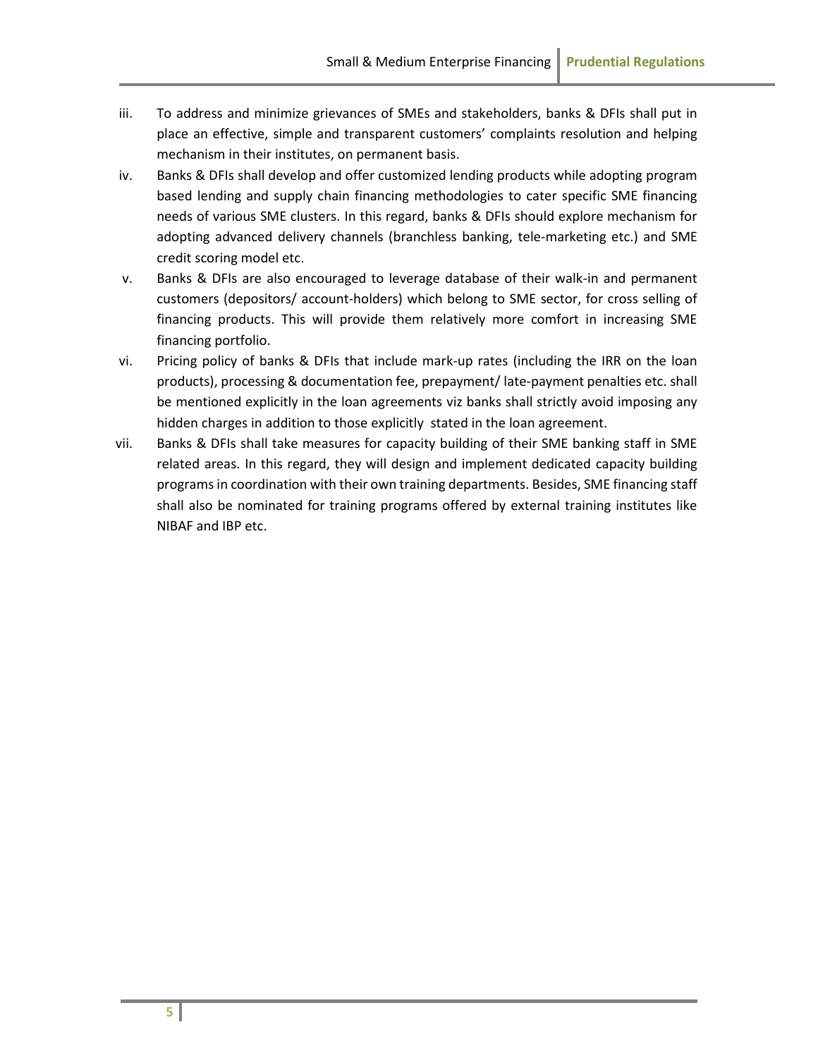iii. To address and minimize grievances of SMEs and stakeholders, banks & DFIs shall put in place an effective, simple and transparent customers' complaints resolution and helping mechanism in their institutes, on permanent basis.

iv. Banks & DFIs shall develop and offer customized lending products while adopting program based lending and supply chain financing methodologies to cater specific SME financing needs of various SME clusters. In this regard, banks & DFIs should explore mechanism for adopting advanced delivery channels (branchless banking, tele-marketing etc.) and SME credit scoring model etc.

v. Banks & DFIs are also encouraged to leverage database of their walk-in and permanent customers (depositors/ account-holders) which belong to SME sector, for cross selling of financing products. This will provide them relatively more comfort in increasing SME financing portfolio.

vi. Pricing policy of banks & DFIs that include mark-up rates (including the IRR on the loan products), processing & documentation fee, prepayment/ late-payment penalties etc. shall be mentioned explicitly in the loan agreements viz banks shall strictly avoid imposing any hidden charges in addition to those explicitly stated in the loan agreement.

vii. Banks & DFIs shall take measures for capacity building of their SME banking staff in SME related areas. In this regard, they will design and implement dedicated capacity building programs in coordination with their own training departments. Besides, SME financing staff shall also be nominated for training programs offered by external training institutes like NIBAF and IBP etc.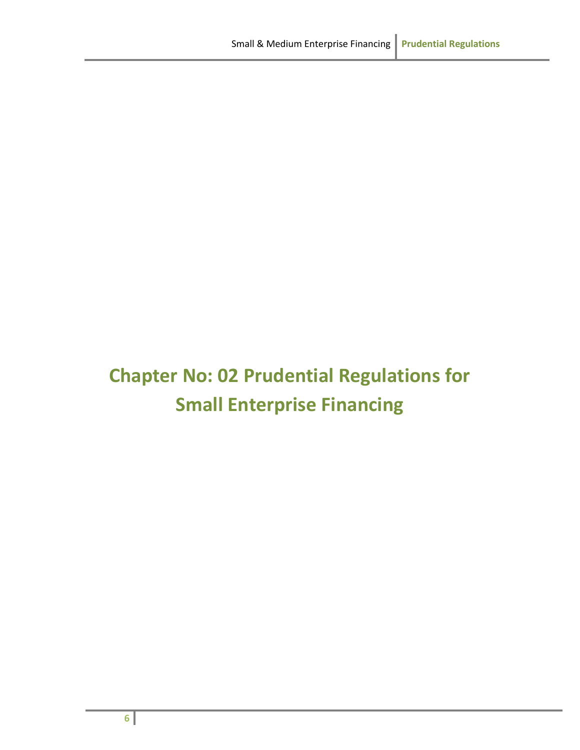# Chapter No: 02 Prudential Regulations for Small Enterprise Financing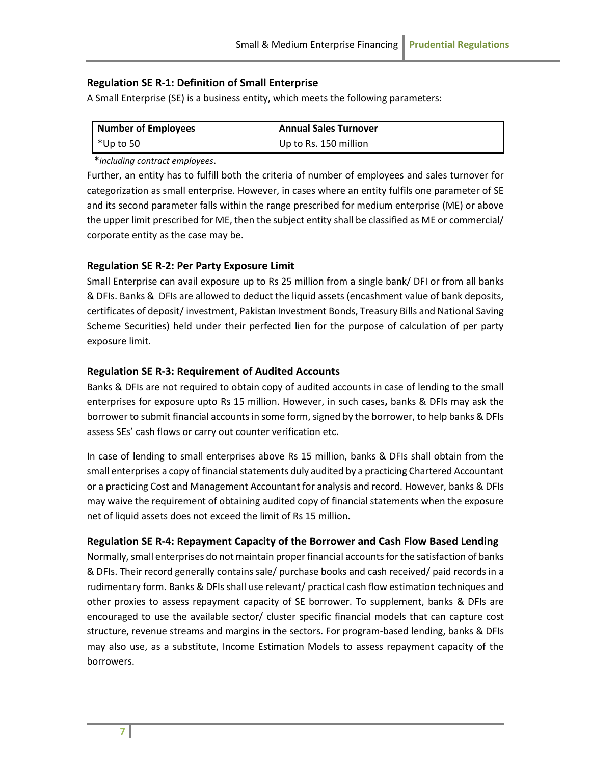### Regulation SE R-1: Definition of Small Enterprise

A Small Enterprise (SE) is a business entity, which meets the following parameters:

| Number of Employees | Annual Sales Turnover |
|---|---|
| *Up to 50 | Up to Rs. 150 million |

***including contract employees**.

Further, an entity has to fulfill both the criteria of number of employees and sales turnover for categorization as small enterprise. However, in cases where an entity fulfils one parameter of SE and its second parameter falls within the range prescribed for medium enterprise (ME) or above the upper limit prescribed for ME, then the subject entity shall be classified as ME or commercial/ corporate entity as the case may be.

### Regulation SE R-2: Per Party Exposure Limit

Small Enterprise can avail exposure up to Rs 25 million from a single bank/ DFI or from all banks & DFIs. Banks & DFIs are allowed to deduct the liquid assets (encashment value of bank deposits, certificates of deposit/ investment, Pakistan Investment Bonds, Treasury Bills and National Saving Scheme Securities) held under their perfected lien for the purpose of calculation of per party exposure limit.

### Regulation SE R-3: Requirement of Audited Accounts

Banks & DFIs are not required to obtain copy of audited accounts in case of lending to the small enterprises for exposure upto Rs 15 million. However, in such cases**,** banks & DFIs may ask the borrower to submit financial accounts in some form, signed by the borrower, to help banks & DFIs assess SEs' cash flows or carry out counter verification etc.

In case of lending to small enterprises above Rs 15 million, banks & DFIs shall obtain from the small enterprises a copy of financial statements duly audited by a practicing Chartered Accountant or a practicing Cost and Management Accountant for analysis and record. However, banks & DFIs may waive the requirement of obtaining audited copy of financial statements when the exposure net of liquid assets does not exceed the limit of Rs 15 million**.**

### Regulation SE R-4: Repayment Capacity of the Borrower and Cash Flow Based Lending

Normally, small enterprises do not maintain proper financial accounts for the satisfaction of banks & DFIs. Their record generally contains sale/ purchase books and cash received/ paid records in a rudimentary form. Banks & DFIs shall use relevant/ practical cash flow estimation techniques and other proxies to assess repayment capacity of SE borrower. To supplement, banks & DFIs are encouraged to use the available sector/ cluster specific financial models that can capture cost structure, revenue streams and margins in the sectors. For program-based lending, banks & DFIs may also use, as a substitute, Income Estimation Models to assess repayment capacity of the borrowers.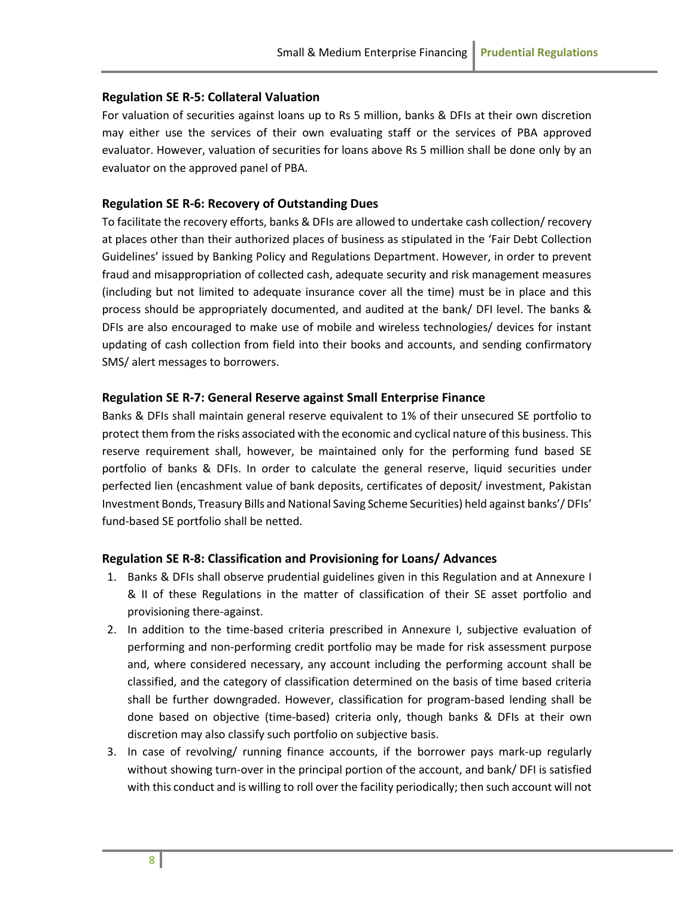### Regulation SE R-5: Collateral Valuation

For valuation of securities against loans up to Rs 5 million, banks & DFIs at their own discretion may either use the services of their own evaluating staff or the services of PBA approved evaluator. However, valuation of securities for loans above Rs 5 million shall be done only by an evaluator on the approved panel of PBA.

### Regulation SE R-6: Recovery of Outstanding Dues

To facilitate the recovery efforts, banks & DFIs are allowed to undertake cash collection/ recovery at places other than their authorized places of business as stipulated in the 'Fair Debt Collection Guidelines' issued by Banking Policy and Regulations Department. However, in order to prevent fraud and misappropriation of collected cash, adequate security and risk management measures (including but not limited to adequate insurance cover all the time) must be in place and this process should be appropriately documented, and audited at the bank/ DFI level. The banks & DFIs are also encouraged to make use of mobile and wireless technologies/ devices for instant updating of cash collection from field into their books and accounts, and sending confirmatory SMS/ alert messages to borrowers.

### Regulation SE R-7: General Reserve against Small Enterprise Finance

Banks & DFIs shall maintain general reserve equivalent to 1% of their unsecured SE portfolio to protect them from the risks associated with the economic and cyclical nature of this business. This reserve requirement shall, however, be maintained only for the performing fund based SE portfolio of banks & DFIs. In order to calculate the general reserve, liquid securities under perfected lien (encashment value of bank deposits, certificates of deposit/ investment, Pakistan Investment Bonds, Treasury Bills and National Saving Scheme Securities) held against banks'/ DFIs' fund-based SE portfolio shall be netted.

### Regulation SE R-8: Classification and Provisioning for Loans/ Advances

1. Banks & DFIs shall observe prudential guidelines given in this Regulation and at Annexure I & II of these Regulations in the matter of classification of their SE asset portfolio and provisioning there-against.
2. In addition to the time-based criteria prescribed in Annexure I, subjective evaluation of performing and non-performing credit portfolio may be made for risk assessment purpose and, where considered necessary, any account including the performing account shall be classified, and the category of classification determined on the basis of time based criteria shall be further downgraded. However, classification for program-based lending shall be done based on objective (time-based) criteria only, though banks & DFIs at their own discretion may also classify such portfolio on subjective basis.
3. In case of revolving/ running finance accounts, if the borrower pays mark-up regularly without showing turn-over in the principal portion of the account, and bank/ DFI is satisfied with this conduct and is willing to roll over the facility periodically; then such account will not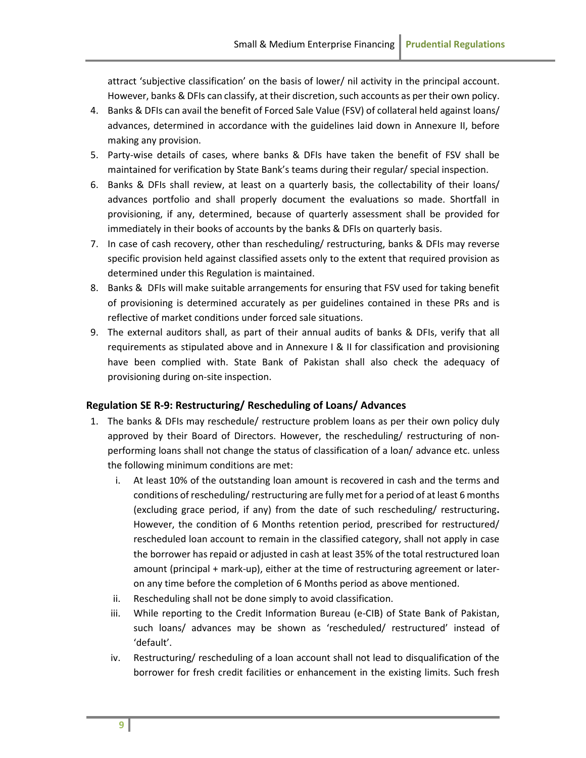attract 'subjective classification' on the basis of lower/ nil activity in the principal account. However, banks & DFIs can classify, at their discretion, such accounts as per their own policy.

4. Banks & DFIs can avail the benefit of Forced Sale Value (FSV) of collateral held against loans/ advances, determined in accordance with the guidelines laid down in Annexure II, before making any provision.
5. Party-wise details of cases, where banks & DFIs have taken the benefit of FSV shall be maintained for verification by State Bank's teams during their regular/ special inspection.
6. Banks & DFIs shall review, at least on a quarterly basis, the collectability of their loans/ advances portfolio and shall properly document the evaluations so made. Shortfall in provisioning, if any, determined, because of quarterly assessment shall be provided for immediately in their books of accounts by the banks & DFIs on quarterly basis.
7. In case of cash recovery, other than rescheduling/ restructuring, banks & DFIs may reverse specific provision held against classified assets only to the extent that required provision as determined under this Regulation is maintained.
8. Banks & DFIs will make suitable arrangements for ensuring that FSV used for taking benefit of provisioning is determined accurately as per guidelines contained in these PRs and is reflective of market conditions under forced sale situations.
9. The external auditors shall, as part of their annual audits of banks & DFIs, verify that all requirements as stipulated above and in Annexure I & II for classification and provisioning have been complied with. State Bank of Pakistan shall also check the adequacy of provisioning during on-site inspection.

### Regulation SE R-9: Restructuring/ Rescheduling of Loans/ Advances

1. The banks & DFIs may reschedule/ restructure problem loans as per their own policy duly approved by their Board of Directors. However, the rescheduling/ restructuring of non-performing loans shall not change the status of classification of a loan/ advance etc. unless the following minimum conditions are met:
   i. At least 10% of the outstanding loan amount is recovered in cash and the terms and conditions of rescheduling/ restructuring are fully met for a period of at least 6 months (excluding grace period, if any) from the date of such rescheduling/ restructuring**.** However, the condition of 6 Months retention period, prescribed for restructured/ rescheduled loan account to remain in the classified category, shall not apply in case the borrower has repaid or adjusted in cash at least 35% of the total restructured loan amount (principal + mark-up), either at the time of restructuring agreement or later-on any time before the completion of 6 Months period as above mentioned.
   ii. Rescheduling shall not be done simply to avoid classification.
   iii. While reporting to the Credit Information Bureau (e-CIB) of State Bank of Pakistan, such loans/ advances may be shown as 'rescheduled/ restructured' instead of 'default'.
   iv. Restructuring/ rescheduling of a loan account shall not lead to disqualification of the borrower for fresh credit facilities or enhancement in the existing limits. Such fresh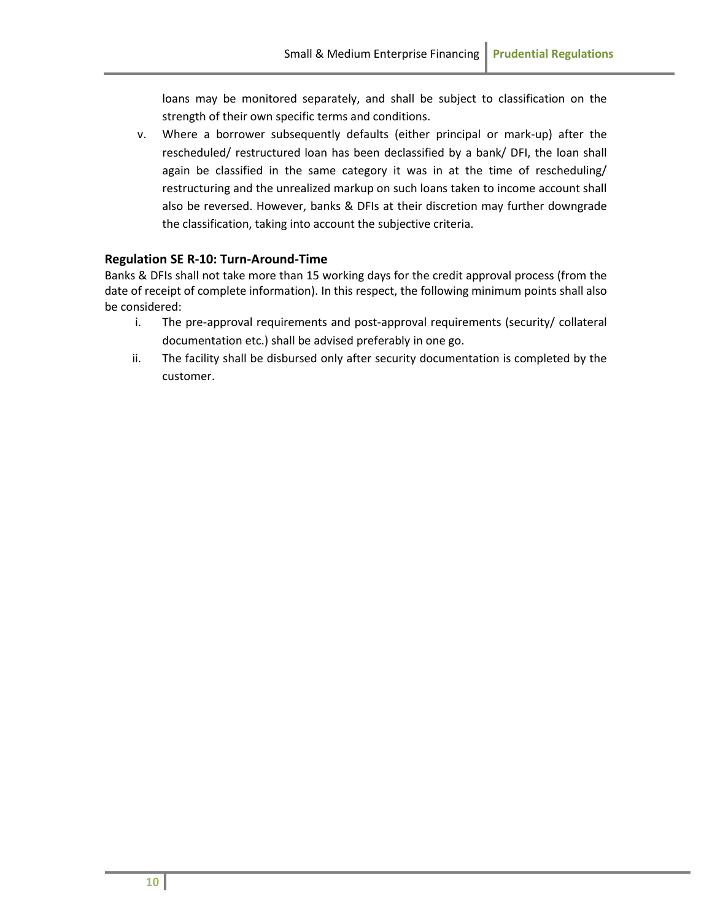loans may be monitored separately, and shall be subject to classification on the strength of their own specific terms and conditions.

v. Where a borrower subsequently defaults (either principal or mark-up) after the rescheduled/ restructured loan has been declassified by a bank/ DFI, the loan shall again be classified in the same category it was in at the time of rescheduling/ restructuring and the unrealized markup on such loans taken to income account shall also be reversed. However, banks & DFIs at their discretion may further downgrade the classification, taking into account the subjective criteria.

### Regulation SE R-10: Turn-Around-Time

Banks & DFIs shall not take more than 15 working days for the credit approval process (from the date of receipt of complete information). In this respect, the following minimum points shall also be considered:

i. The pre-approval requirements and post-approval requirements (security/ collateral documentation etc.) shall be advised preferably in one go.

ii. The facility shall be disbursed only after security documentation is completed by the customer.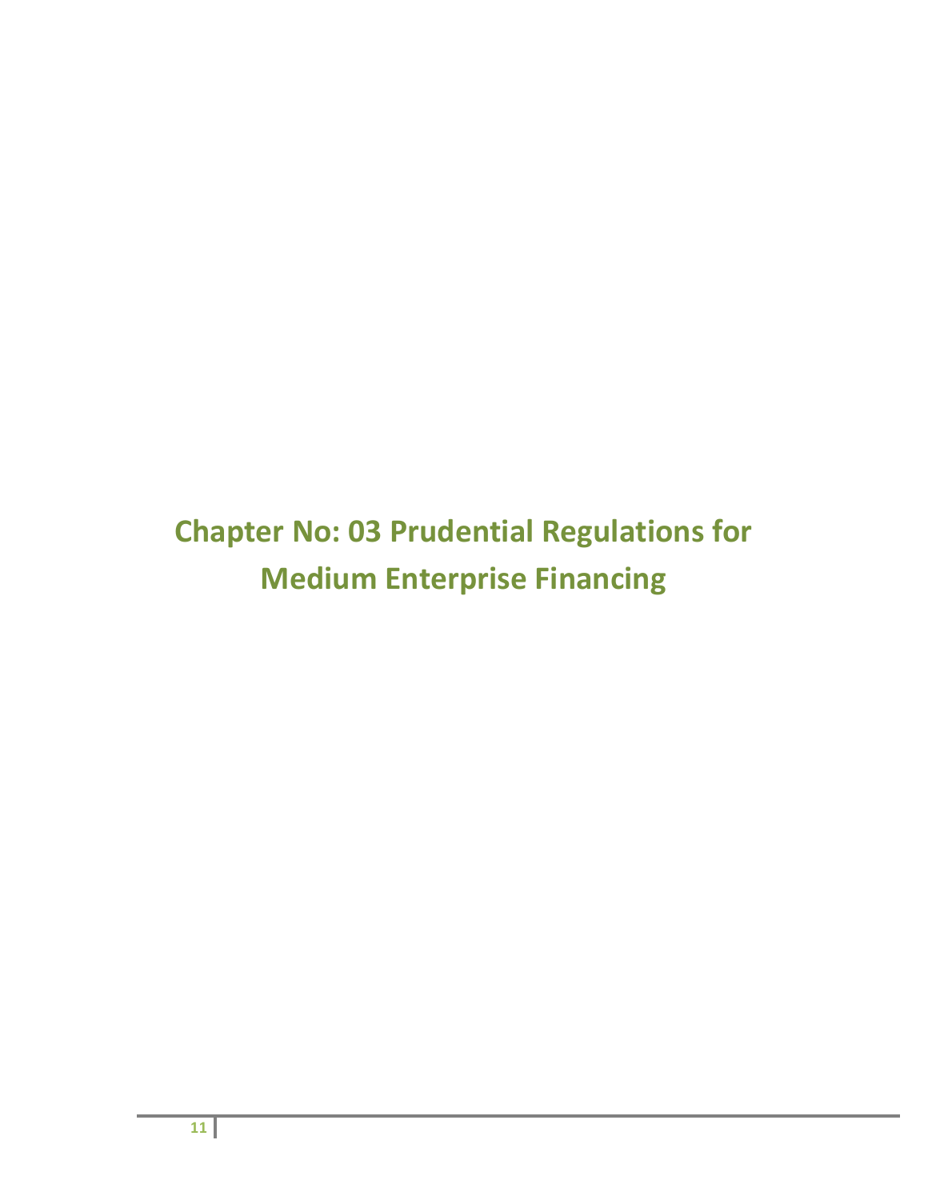# Chapter No: 03 Prudential Regulations for Medium Enterprise Financing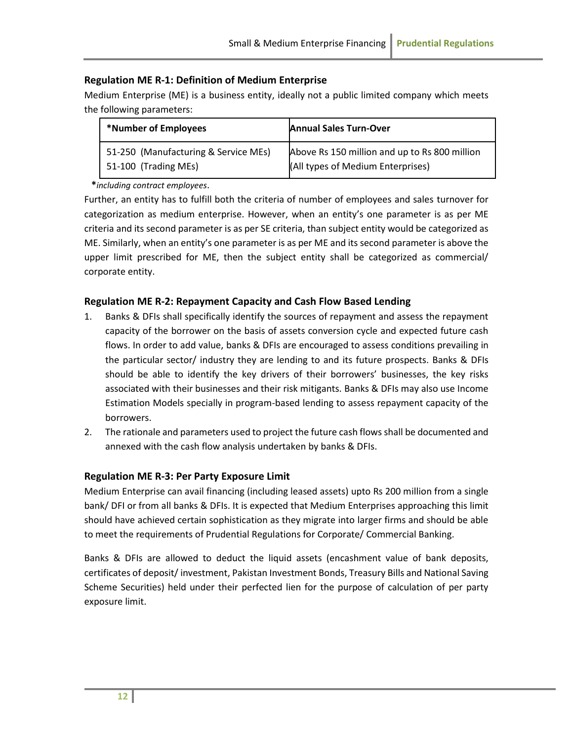### Regulation ME R-1: Definition of Medium Enterprise

Medium Enterprise (ME) is a business entity, ideally not a public limited company which meets the following parameters:

| *Number of Employees | Annual Sales Turn-Over |
|---|---|
| 51-250 (Manufacturing & Service MEs)<br>51-100 (Trading MEs) | Above Rs 150 million and up to Rs 800 million<br>(All types of Medium Enterprises) |

**\***_including contract employees_.

Further, an entity has to fulfill both the criteria of number of employees and sales turnover for categorization as medium enterprise. However, when an entity's one parameter is as per ME criteria and its second parameter is as per SE criteria, than subject entity would be categorized as ME. Similarly, when an entity's one parameter is as per ME and its second parameter is above the upper limit prescribed for ME, then the subject entity shall be categorized as commercial/ corporate entity.

### Regulation ME R-2: Repayment Capacity and Cash Flow Based Lending

1. Banks & DFIs shall specifically identify the sources of repayment and assess the repayment capacity of the borrower on the basis of assets conversion cycle and expected future cash flows. In order to add value, banks & DFIs are encouraged to assess conditions prevailing in the particular sector/ industry they are lending to and its future prospects. Banks & DFIs should be able to identify the key drivers of their borrowers' businesses, the key risks associated with their businesses and their risk mitigants. Banks & DFIs may also use Income Estimation Models specially in program-based lending to assess repayment capacity of the borrowers.
2. The rationale and parameters used to project the future cash flows shall be documented and annexed with the cash flow analysis undertaken by banks & DFIs.

### Regulation ME R-3: Per Party Exposure Limit

Medium Enterprise can avail financing (including leased assets) upto Rs 200 million from a single bank/ DFI or from all banks & DFIs. It is expected that Medium Enterprises approaching this limit should have achieved certain sophistication as they migrate into larger firms and should be able to meet the requirements of Prudential Regulations for Corporate/ Commercial Banking.

Banks & DFIs are allowed to deduct the liquid assets (encashment value of bank deposits, certificates of deposit/ investment, Pakistan Investment Bonds, Treasury Bills and National Saving Scheme Securities) held under their perfected lien for the purpose of calculation of per party exposure limit.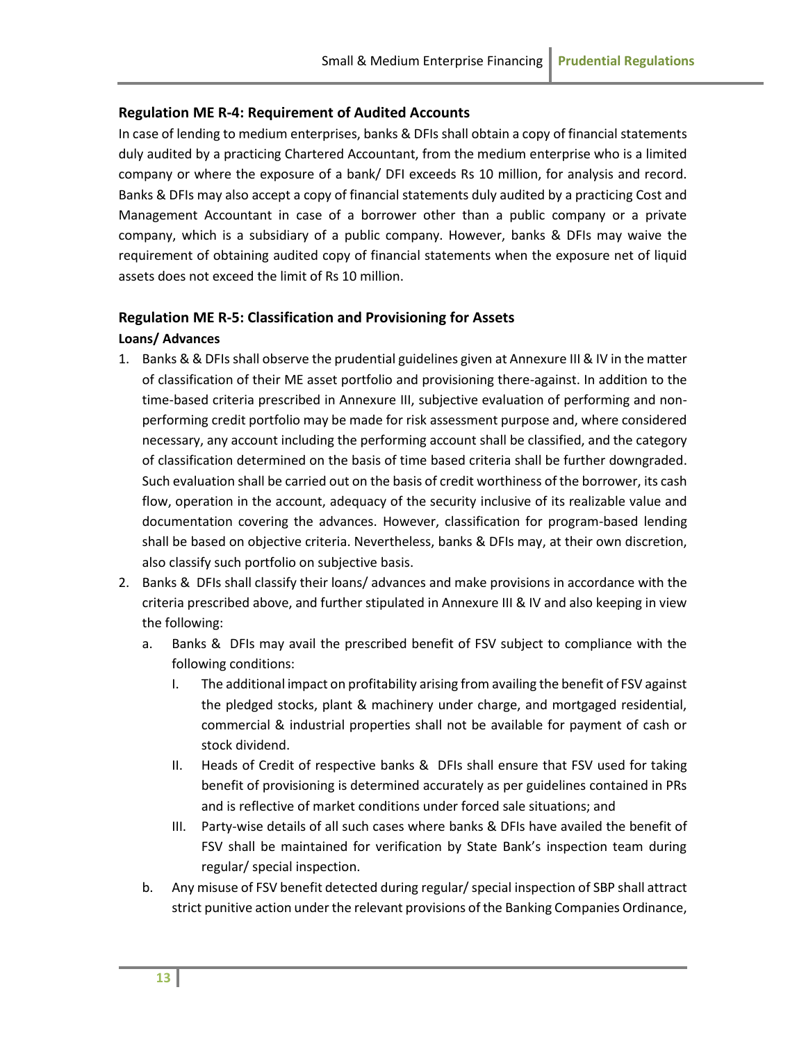### Regulation ME R-4: Requirement of Audited Accounts

In case of lending to medium enterprises, banks & DFIs shall obtain a copy of financial statements duly audited by a practicing Chartered Accountant, from the medium enterprise who is a limited company or where the exposure of a bank/ DFI exceeds Rs 10 million, for analysis and record. Banks & DFIs may also accept a copy of financial statements duly audited by a practicing Cost and Management Accountant in case of a borrower other than a public company or a private company, which is a subsidiary of a public company. However, banks & DFIs may waive the requirement of obtaining audited copy of financial statements when the exposure net of liquid assets does not exceed the limit of Rs 10 million.

### Regulation ME R-5: Classification and Provisioning for Assets

**Loans/ Advances**

1. Banks & & DFIs shall observe the prudential guidelines given at Annexure III & IV in the matter of classification of their ME asset portfolio and provisioning there-against. In addition to the time-based criteria prescribed in Annexure III, subjective evaluation of performing and non-performing credit portfolio may be made for risk assessment purpose and, where considered necessary, any account including the performing account shall be classified, and the category of classification determined on the basis of time based criteria shall be further downgraded. Such evaluation shall be carried out on the basis of credit worthiness of the borrower, its cash flow, operation in the account, adequacy of the security inclusive of its realizable value and documentation covering the advances. However, classification for program-based lending shall be based on objective criteria. Nevertheless, banks & DFIs may, at their own discretion, also classify such portfolio on subjective basis.
2. Banks & DFIs shall classify their loans/ advances and make provisions in accordance with the criteria prescribed above, and further stipulated in Annexure III & IV and also keeping in view the following:
   a. Banks & DFIs may avail the prescribed benefit of FSV subject to compliance with the following conditions:
      I. The additional impact on profitability arising from availing the benefit of FSV against the pledged stocks, plant & machinery under charge, and mortgaged residential, commercial & industrial properties shall not be available for payment of cash or stock dividend.
      II. Heads of Credit of respective banks & DFIs shall ensure that FSV used for taking benefit of provisioning is determined accurately as per guidelines contained in PRs and is reflective of market conditions under forced sale situations; and
      III. Party-wise details of all such cases where banks & DFIs have availed the benefit of FSV shall be maintained for verification by State Bank's inspection team during regular/ special inspection.
   b. Any misuse of FSV benefit detected during regular/ special inspection of SBP shall attract strict punitive action under the relevant provisions of the Banking Companies Ordinance,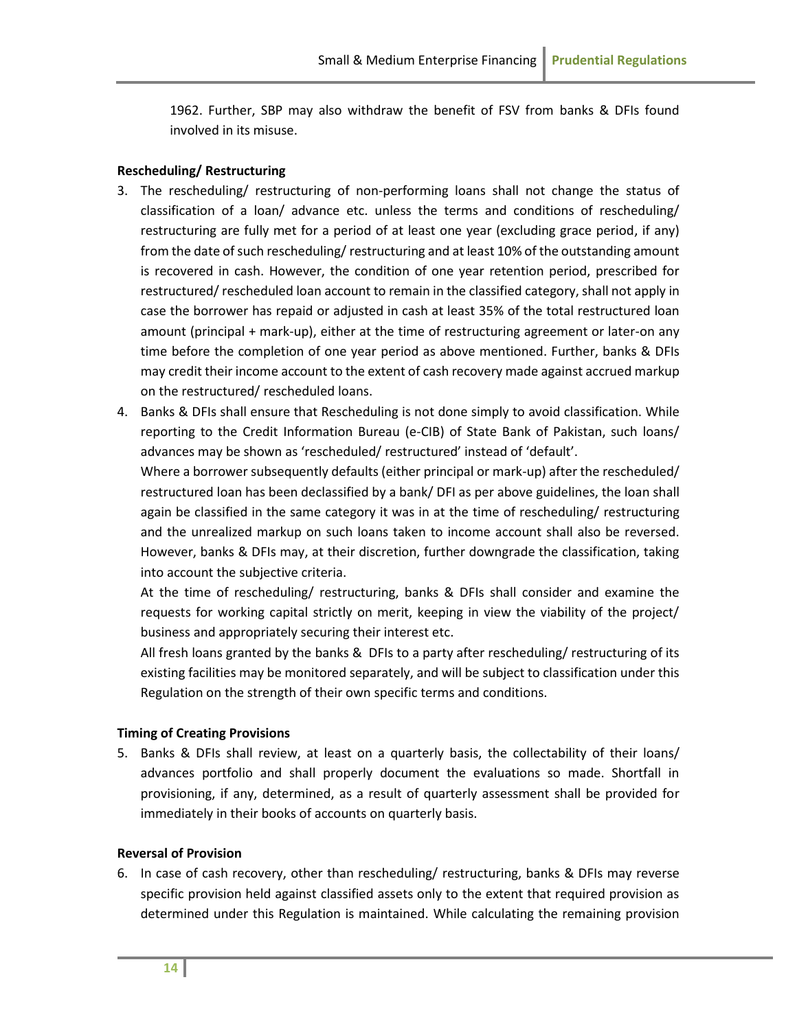1962. Further, SBP may also withdraw the benefit of FSV from banks & DFIs found involved in its misuse.

**Rescheduling/ Restructuring**

3. The rescheduling/ restructuring of non-performing loans shall not change the status of classification of a loan/ advance etc. unless the terms and conditions of rescheduling/ restructuring are fully met for a period of at least one year (excluding grace period, if any) from the date of such rescheduling/ restructuring and at least 10% of the outstanding amount is recovered in cash. However, the condition of one year retention period, prescribed for restructured/ rescheduled loan account to remain in the classified category, shall not apply in case the borrower has repaid or adjusted in cash at least 35% of the total restructured loan amount (principal + mark-up), either at the time of restructuring agreement or later-on any time before the completion of one year period as above mentioned. Further, banks & DFIs may credit their income account to the extent of cash recovery made against accrued markup on the restructured/ rescheduled loans.
4. Banks & DFIs shall ensure that Rescheduling is not done simply to avoid classification. While reporting to the Credit Information Bureau (e-CIB) of State Bank of Pakistan, such loans/ advances may be shown as 'rescheduled/ restructured' instead of 'default'.

   Where a borrower subsequently defaults (either principal or mark-up) after the rescheduled/ restructured loan has been declassified by a bank/ DFI as per above guidelines, the loan shall again be classified in the same category it was in at the time of rescheduling/ restructuring and the unrealized markup on such loans taken to income account shall also be reversed. However, banks & DFIs may, at their discretion, further downgrade the classification, taking into account the subjective criteria.

   At the time of rescheduling/ restructuring, banks & DFIs shall consider and examine the requests for working capital strictly on merit, keeping in view the viability of the project/ business and appropriately securing their interest etc.

   All fresh loans granted by the banks & DFIs to a party after rescheduling/ restructuring of its existing facilities may be monitored separately, and will be subject to classification under this Regulation on the strength of their own specific terms and conditions.

**Timing of Creating Provisions**

5. Banks & DFIs shall review, at least on a quarterly basis, the collectability of their loans/ advances portfolio and shall properly document the evaluations so made. Shortfall in provisioning, if any, determined, as a result of quarterly assessment shall be provided for immediately in their books of accounts on quarterly basis.

**Reversal of Provision**

6. In case of cash recovery, other than rescheduling/ restructuring, banks & DFIs may reverse specific provision held against classified assets only to the extent that required provision as determined under this Regulation is maintained. While calculating the remaining provision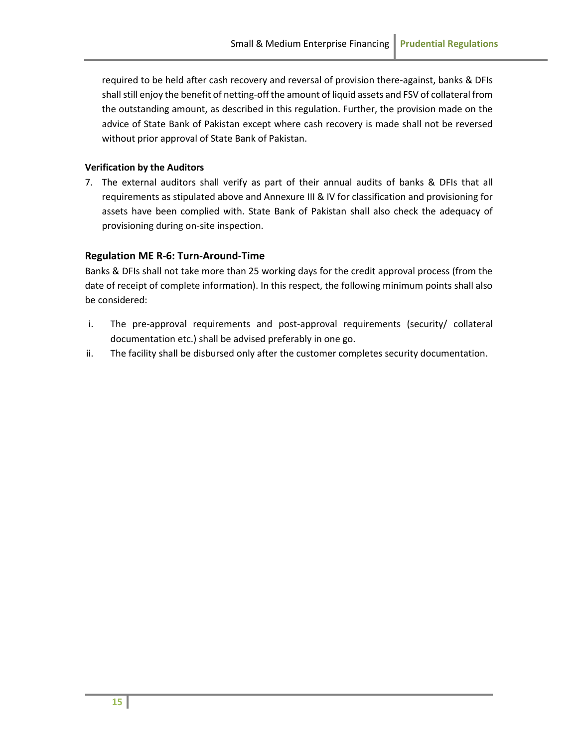required to be held after cash recovery and reversal of provision there-against, banks & DFIs shall still enjoy the benefit of netting-off the amount of liquid assets and FSV of collateral from the outstanding amount, as described in this regulation. Further, the provision made on the advice of State Bank of Pakistan except where cash recovery is made shall not be reversed without prior approval of State Bank of Pakistan.

**Verification by the Auditors**

7. The external auditors shall verify as part of their annual audits of banks & DFIs that all requirements as stipulated above and Annexure III & IV for classification and provisioning for assets have been complied with. State Bank of Pakistan shall also check the adequacy of provisioning during on-site inspection.

### Regulation ME R-6: Turn-Around-Time

Banks & DFIs shall not take more than 25 working days for the credit approval process (from the date of receipt of complete information). In this respect, the following minimum points shall also be considered:

i. The pre-approval requirements and post-approval requirements (security/ collateral documentation etc.) shall be advised preferably in one go.

ii. The facility shall be disbursed only after the customer completes security documentation.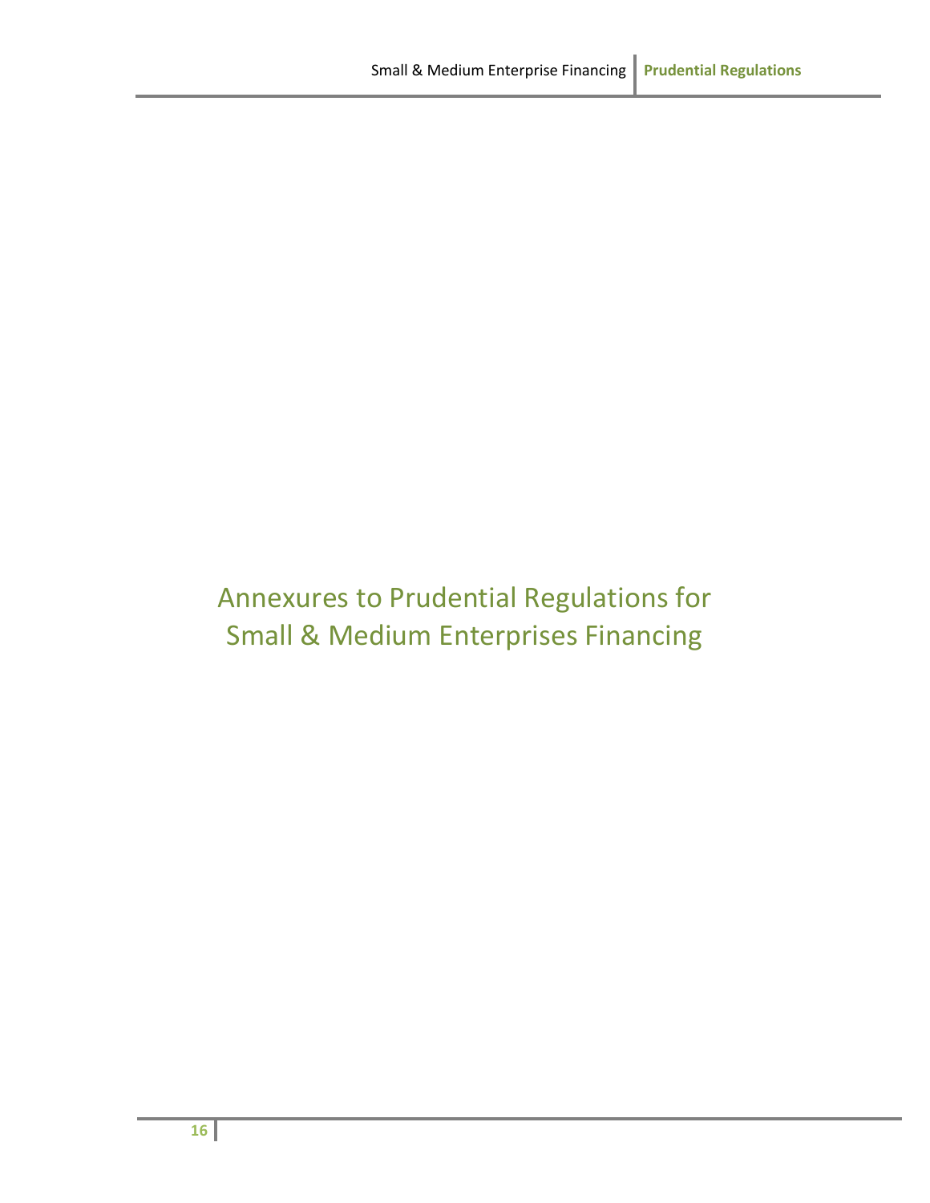# Annexures to Prudential Regulations for Small & Medium Enterprises Financing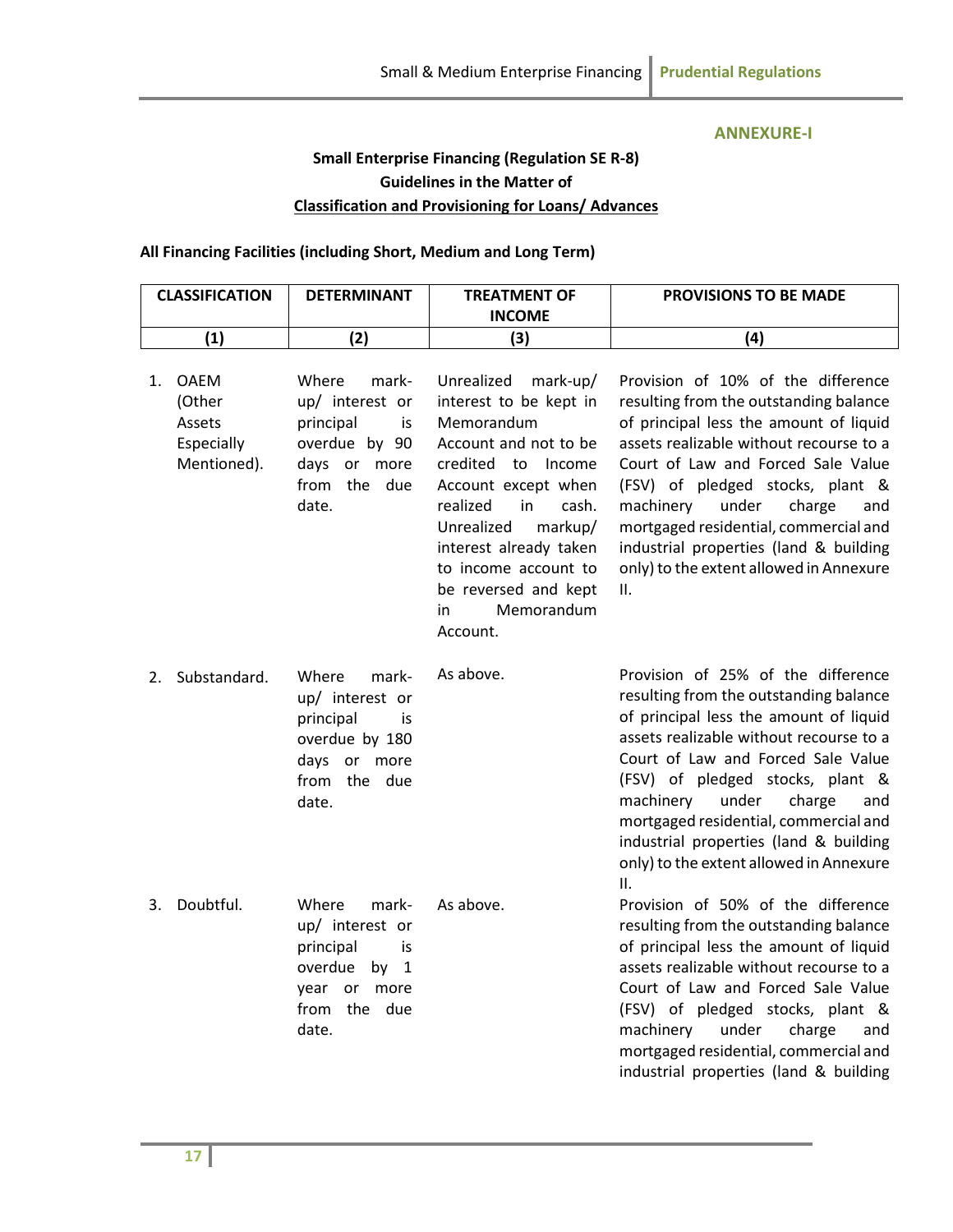**ANNEXURE-I**

**Small Enterprise Financing (Regulation SE R-8)**
**Guidelines in the Matter of**
**Classification and Provisioning for Loans/ Advances**

**All Financing Facilities (including Short, Medium and Long Term)**

| CLASSIFICATION | DETERMINANT | TREATMENT OF INCOME | PROVISIONS TO BE MADE |
|---|---|---|---|
| (1) | (2) | (3) | (4) |
| 1. OAEM (Other Assets Especially Mentioned). | Where mark-up/ interest or principal is overdue by 90 days or more from the due date. | Unrealized mark-up/ interest to be kept in Memorandum Account and not to be credited to Income Account except when realized in cash. Unrealized markup/ interest already taken to income account to be reversed and kept in Memorandum Account. | Provision of 10% of the difference resulting from the outstanding balance of principal less the amount of liquid assets realizable without recourse to a Court of Law and Forced Sale Value (FSV) of pledged stocks, plant & machinery under charge and mortgaged residential, commercial and industrial properties (land & building only) to the extent allowed in Annexure II. |
| 2. Substandard. | Where mark-up/ interest or principal is overdue by 180 days or more from the due date. | As above. | Provision of 25% of the difference resulting from the outstanding balance of principal less the amount of liquid assets realizable without recourse to a Court of Law and Forced Sale Value (FSV) of pledged stocks, plant & machinery under charge and mortgaged residential, commercial and industrial properties (land & building only) to the extent allowed in Annexure II. |
| 3. Doubtful. | Where mark-up/ interest or principal is overdue by 1 year or more from the due date. | As above. | Provision of 50% of the difference resulting from the outstanding balance of principal less the amount of liquid assets realizable without recourse to a Court of Law and Forced Sale Value (FSV) of pledged stocks, plant & machinery under charge and mortgaged residential, commercial and industrial properties (land & building |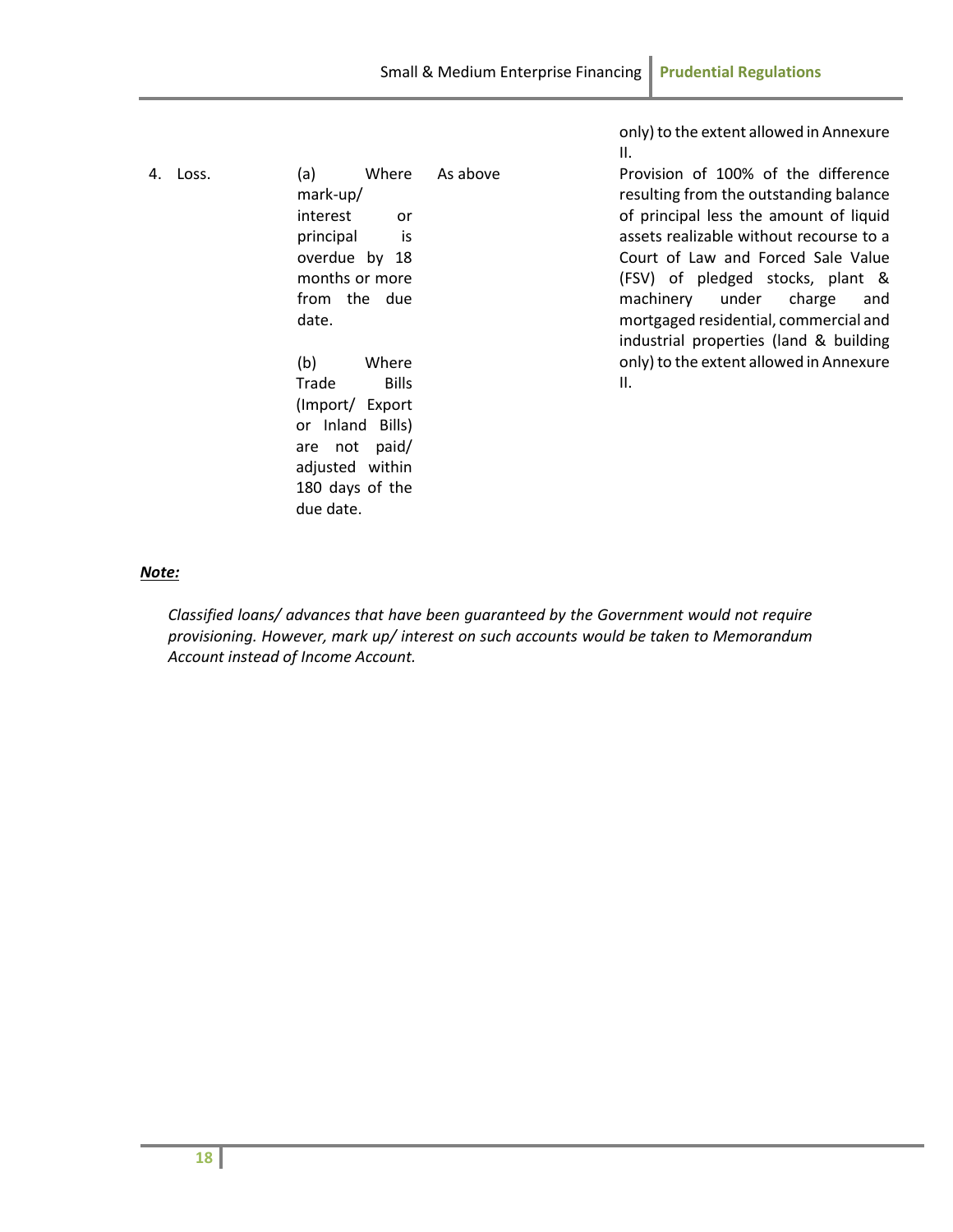| | | | |
|---|---|---|---|
| | | | only) to the extent allowed in Annexure II. |
| 4. Loss. | (a) Where mark-up/ interest or principal is overdue by 18 months or more from the due date.<br><br>(b) Where Trade Bills (Import/ Export or Inland Bills) are not paid/ adjusted within 180 days of the due date. | As above | Provision of 100% of the difference resulting from the outstanding balance of principal less the amount of liquid assets realizable without recourse to a Court of Law and Forced Sale Value (FSV) of pledged stocks, plant & machinery under charge and mortgaged residential, commercial and industrial properties (land & building only) to the extent allowed in Annexure II. |

***Note:***

*Classified loans/ advances that have been guaranteed by the Government would not require provisioning. However, mark up/ interest on such accounts would be taken to Memorandum Account instead of Income Account.*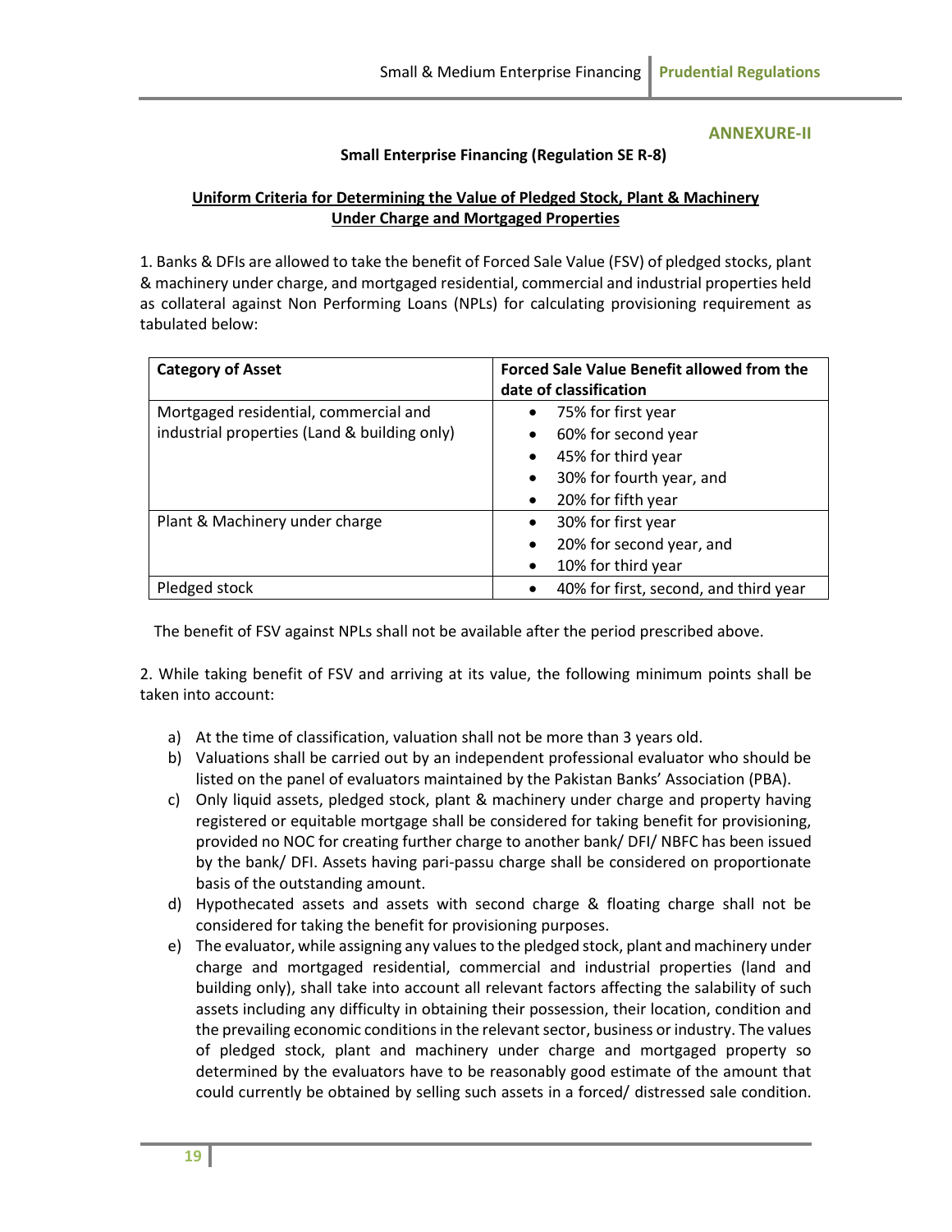**ANNEXURE-II**

**Small Enterprise Financing (Regulation SE R-8)**

**Uniform Criteria for Determining the Value of Pledged Stock, Plant & Machinery Under Charge and Mortgaged Properties**

1. Banks & DFIs are allowed to take the benefit of Forced Sale Value (FSV) of pledged stocks, plant & machinery under charge, and mortgaged residential, commercial and industrial properties held as collateral against Non Performing Loans (NPLs) for calculating provisioning requirement as tabulated below:

| Category of Asset | Forced Sale Value Benefit allowed from the date of classification |
|---|---|
| Mortgaged residential, commercial and industrial properties (Land & building only) | • 75% for first year<br>• 60% for second year<br>• 45% for third year<br>• 30% for fourth year, and<br>• 20% for fifth year |
| Plant & Machinery under charge | • 30% for first year<br>• 20% for second year, and<br>• 10% for third year |
| Pledged stock | • 40% for first, second, and third year |

The benefit of FSV against NPLs shall not be available after the period prescribed above.

2. While taking benefit of FSV and arriving at its value, the following minimum points shall be taken into account:

a) At the time of classification, valuation shall not be more than 3 years old.
b) Valuations shall be carried out by an independent professional evaluator who should be listed on the panel of evaluators maintained by the Pakistan Banks' Association (PBA).
c) Only liquid assets, pledged stock, plant & machinery under charge and property having registered or equitable mortgage shall be considered for taking benefit for provisioning, provided no NOC for creating further charge to another bank/ DFI/ NBFC has been issued by the bank/ DFI. Assets having pari-passu charge shall be considered on proportionate basis of the outstanding amount.
d) Hypothecated assets and assets with second charge & floating charge shall not be considered for taking the benefit for provisioning purposes.
e) The evaluator, while assigning any values to the pledged stock, plant and machinery under charge and mortgaged residential, commercial and industrial properties (land and building only), shall take into account all relevant factors affecting the salability of such assets including any difficulty in obtaining their possession, their location, condition and the prevailing economic conditions in the relevant sector, business or industry. The values of pledged stock, plant and machinery under charge and mortgaged property so determined by the evaluators have to be reasonably good estimate of the amount that could currently be obtained by selling such assets in a forced/ distressed sale condition.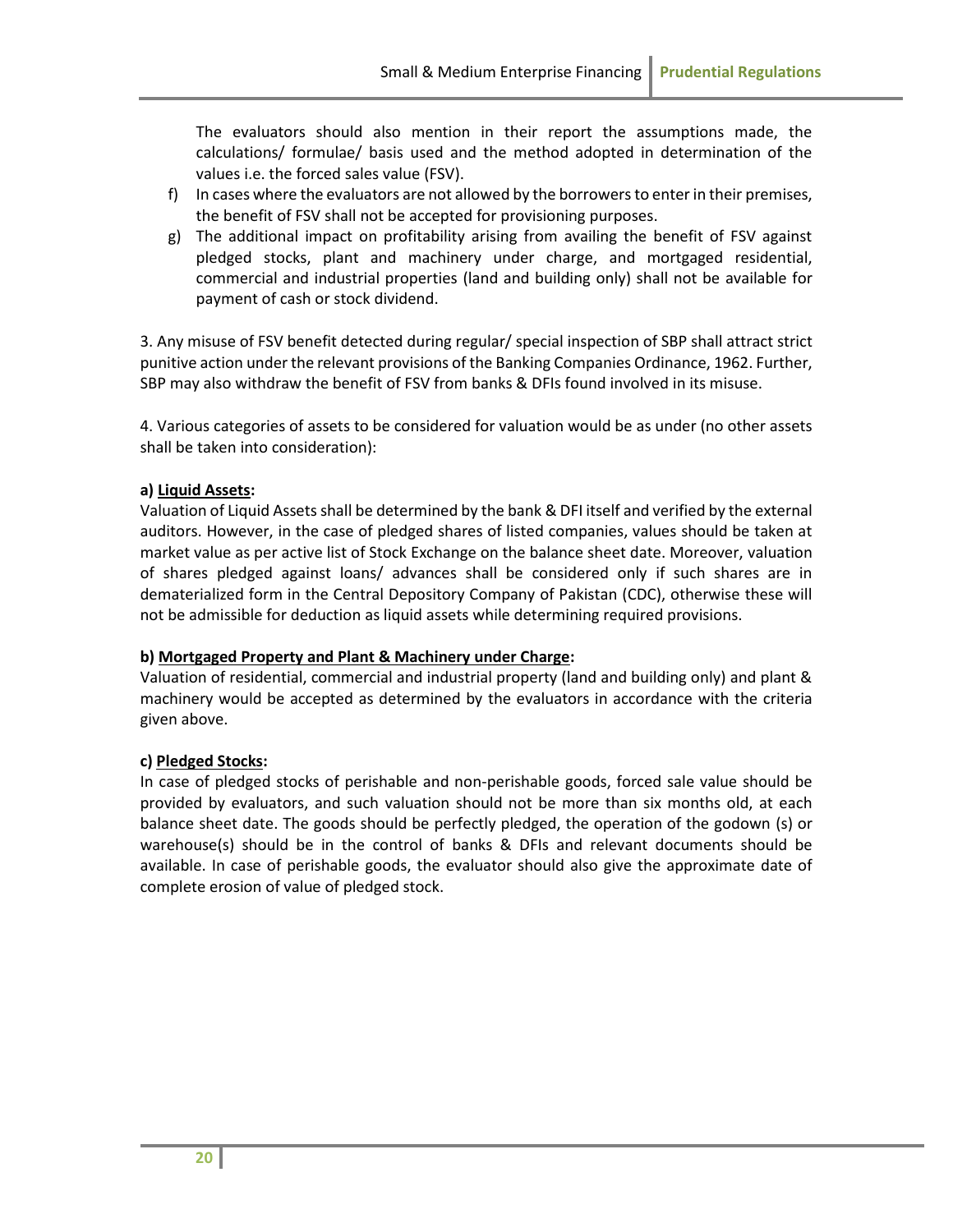The evaluators should also mention in their report the assumptions made, the calculations/ formulae/ basis used and the method adopted in determination of the values i.e. the forced sales value (FSV).

f) In cases where the evaluators are not allowed by the borrowers to enter in their premises, the benefit of FSV shall not be accepted for provisioning purposes.

g) The additional impact on profitability arising from availing the benefit of FSV against pledged stocks, plant and machinery under charge, and mortgaged residential, commercial and industrial properties (land and building only) shall not be available for payment of cash or stock dividend.

3. Any misuse of FSV benefit detected during regular/ special inspection of SBP shall attract strict punitive action under the relevant provisions of the Banking Companies Ordinance, 1962. Further, SBP may also withdraw the benefit of FSV from banks & DFIs found involved in its misuse.

4. Various categories of assets to be considered for valuation would be as under (no other assets shall be taken into consideration):

**a) <u>Liquid Assets</u>:**

Valuation of Liquid Assets shall be determined by the bank & DFI itself and verified by the external auditors. However, in the case of pledged shares of listed companies, values should be taken at market value as per active list of Stock Exchange on the balance sheet date. Moreover, valuation of shares pledged against loans/ advances shall be considered only if such shares are in dematerialized form in the Central Depository Company of Pakistan (CDC), otherwise these will not be admissible for deduction as liquid assets while determining required provisions.

**b) <u>Mortgaged Property and Plant & Machinery under Charge</u>:**

Valuation of residential, commercial and industrial property (land and building only) and plant & machinery would be accepted as determined by the evaluators in accordance with the criteria given above.

**c) <u>Pledged Stocks</u>:**

In case of pledged stocks of perishable and non-perishable goods, forced sale value should be provided by evaluators, and such valuation should not be more than six months old, at each balance sheet date. The goods should be perfectly pledged, the operation of the godown (s) or warehouse(s) should be in the control of banks & DFIs and relevant documents should be available. In case of perishable goods, the evaluator should also give the approximate date of complete erosion of value of pledged stock.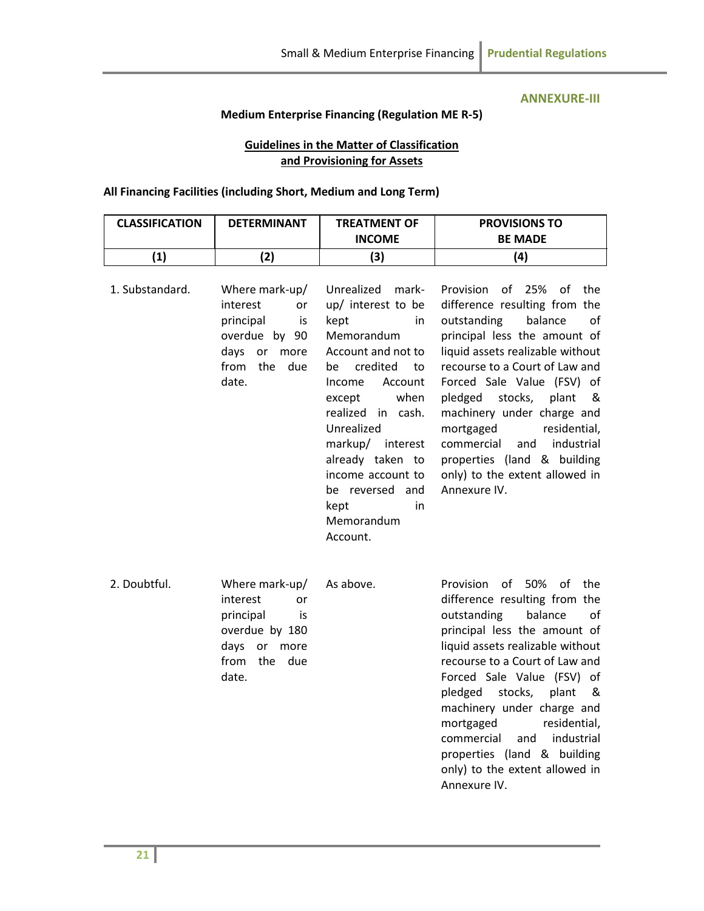**ANNEXURE-III**

**Medium Enterprise Financing (Regulation ME R-5)**

**Guidelines in the Matter of Classification and Provisioning for Assets**

**All Financing Facilities (including Short, Medium and Long Term)**

| CLASSIFICATION | DETERMINANT | TREATMENT OF INCOME | PROVISIONS TO BE MADE |
|---|---|---|---|
| (1) | (2) | (3) | (4) |
| 1. Substandard. | Where mark-up/ interest or principal is overdue by 90 days or more from the due date. | Unrealized mark-up/ interest to be kept in Memorandum Account and not to be credited to Income Account except when realized in cash. Unrealized markup/ interest already taken to income account to be reversed and kept in Memorandum Account. | Provision of 25% of the difference resulting from the outstanding balance of principal less the amount of liquid assets realizable without recourse to a Court of Law and Forced Sale Value (FSV) of pledged stocks, plant & machinery under charge and mortgaged residential, commercial and industrial properties (land & building only) to the extent allowed in Annexure IV. |
| 2. Doubtful. | Where mark-up/ interest or principal is overdue by 180 days or more from the due date. | As above. | Provision of 50% of the difference resulting from the outstanding balance of principal less the amount of liquid assets realizable without recourse to a Court of Law and Forced Sale Value (FSV) of pledged stocks, plant & machinery under charge and mortgaged residential, commercial and industrial properties (land & building only) to the extent allowed in Annexure IV. |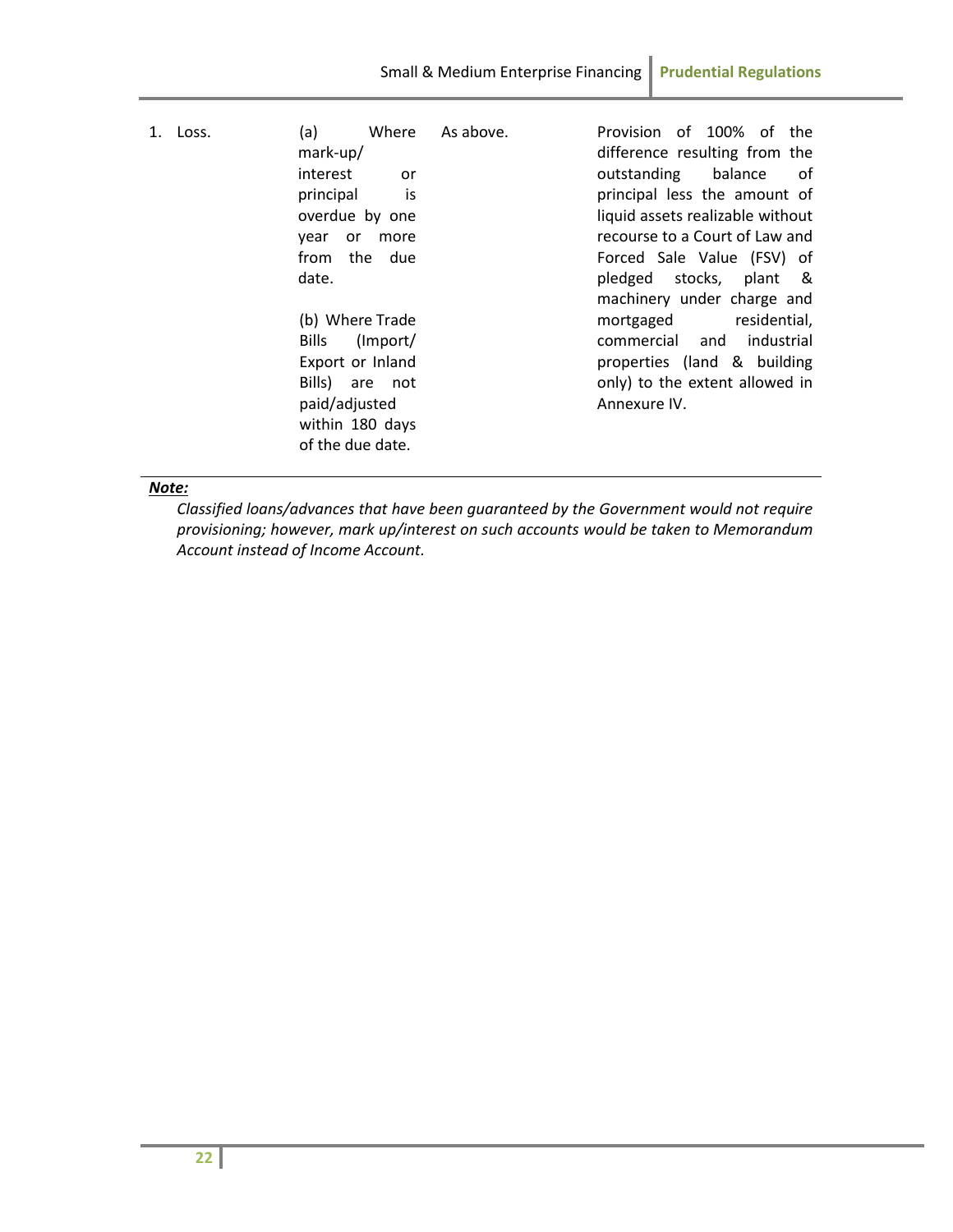| | | | |
|---|---|---|---|
| 1. Loss. | (a) Where mark-up/ interest or principal is overdue by one year or more from the due date.<br><br>(b) Where Trade Bills (Import/ Export or Inland Bills) are not paid/adjusted within 180 days of the due date. | As above. | Provision of 100% of the difference resulting from the outstanding balance of principal less the amount of liquid assets realizable without recourse to a Court of Law and Forced Sale Value (FSV) of pledged stocks, plant & machinery under charge and mortgaged residential, commercial and industrial properties (land & building only) to the extent allowed in Annexure IV. |

***Note:***

*Classified loans/advances that have been guaranteed by the Government would not require provisioning; however, mark up/interest on such accounts would be taken to Memorandum Account instead of Income Account.*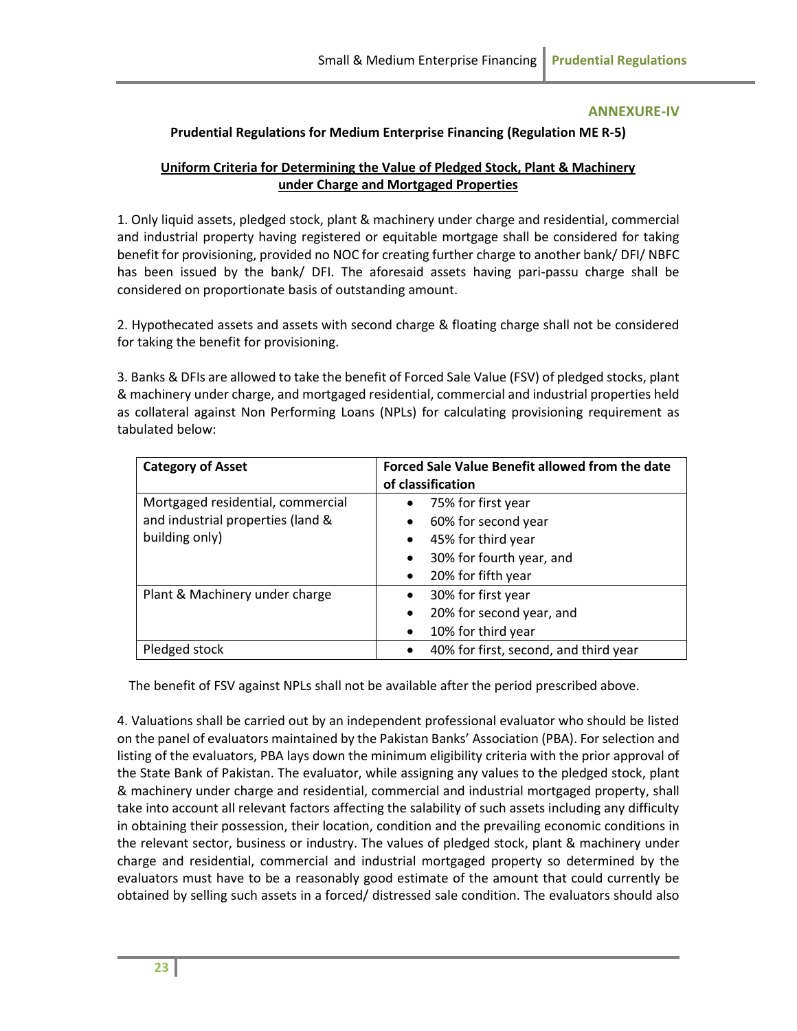## ANNEXURE-IV

**Prudential Regulations for Medium Enterprise Financing (Regulation ME R-5)**

**<u>Uniform Criteria for Determining the Value of Pledged Stock, Plant & Machinery under Charge and Mortgaged Properties</u>**

1. Only liquid assets, pledged stock, plant & machinery under charge and residential, commercial and industrial property having registered or equitable mortgage shall be considered for taking benefit for provisioning, provided no NOC for creating further charge to another bank/ DFI/ NBFC has been issued by the bank/ DFI. The aforesaid assets having pari-passu charge shall be considered on proportionate basis of outstanding amount.

2. Hypothecated assets and assets with second charge & floating charge shall not be considered for taking the benefit for provisioning.

3. Banks & DFIs are allowed to take the benefit of Forced Sale Value (FSV) of pledged stocks, plant & machinery under charge, and mortgaged residential, commercial and industrial properties held as collateral against Non Performing Loans (NPLs) for calculating provisioning requirement as tabulated below:

| Category of Asset | Forced Sale Value Benefit allowed from the date of classification |
|---|---|
| Mortgaged residential, commercial and industrial properties (land & building only) | • 75% for first year<br>• 60% for second year<br>• 45% for third year<br>• 30% for fourth year, and<br>• 20% for fifth year |
| Plant & Machinery under charge | • 30% for first year<br>• 20% for second year, and<br>• 10% for third year |
| Pledged stock | • 40% for first, second, and third year |

The benefit of FSV against NPLs shall not be available after the period prescribed above.

4. Valuations shall be carried out by an independent professional evaluator who should be listed on the panel of evaluators maintained by the Pakistan Banks' Association (PBA). For selection and listing of the evaluators, PBA lays down the minimum eligibility criteria with the prior approval of the State Bank of Pakistan. The evaluator, while assigning any values to the pledged stock, plant & machinery under charge and residential, commercial and industrial mortgaged property, shall take into account all relevant factors affecting the salability of such assets including any difficulty in obtaining their possession, their location, condition and the prevailing economic conditions in the relevant sector, business or industry. The values of pledged stock, plant & machinery under charge and residential, commercial and industrial mortgaged property so determined by the evaluators must have to be a reasonably good estimate of the amount that could currently be obtained by selling such assets in a forced/ distressed sale condition. The evaluators should also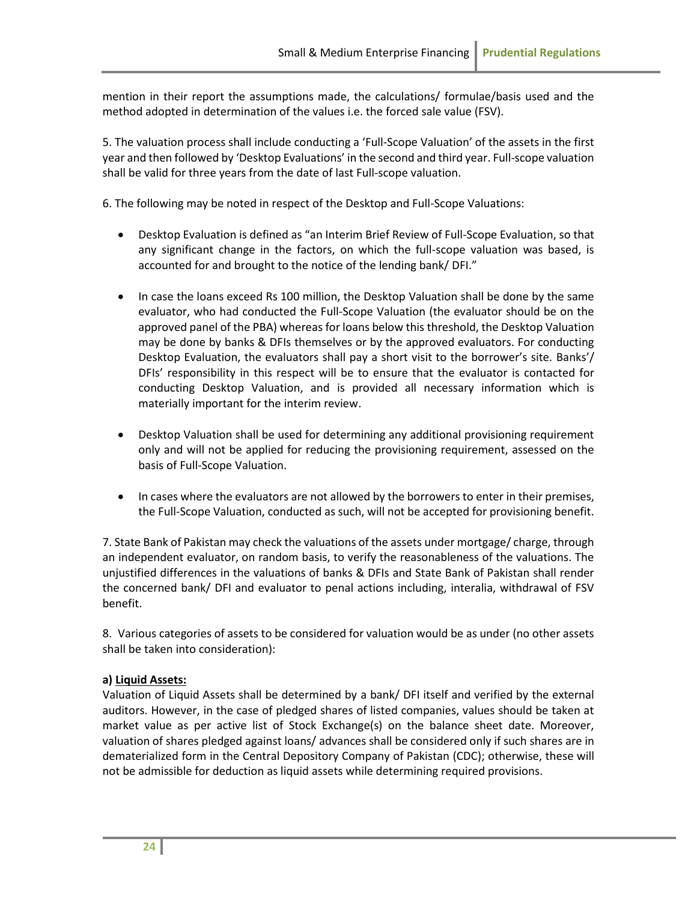mention in their report the assumptions made, the calculations/ formulae/basis used and the method adopted in determination of the values i.e. the forced sale value (FSV).

5. The valuation process shall include conducting a 'Full-Scope Valuation' of the assets in the first year and then followed by 'Desktop Evaluations' in the second and third year. Full-scope valuation shall be valid for three years from the date of last Full-scope valuation.

6. The following may be noted in respect of the Desktop and Full-Scope Valuations:

- Desktop Evaluation is defined as "an Interim Brief Review of Full-Scope Evaluation, so that any significant change in the factors, on which the full-scope valuation was based, is accounted for and brought to the notice of the lending bank/ DFI."

- In case the loans exceed Rs 100 million, the Desktop Valuation shall be done by the same evaluator, who had conducted the Full-Scope Valuation (the evaluator should be on the approved panel of the PBA) whereas for loans below this threshold, the Desktop Valuation may be done by banks & DFIs themselves or by the approved evaluators. For conducting Desktop Evaluation, the evaluators shall pay a short visit to the borrower's site. Banks'/ DFIs' responsibility in this respect will be to ensure that the evaluator is contacted for conducting Desktop Valuation, and is provided all necessary information which is materially important for the interim review.

- Desktop Valuation shall be used for determining any additional provisioning requirement only and will not be applied for reducing the provisioning requirement, assessed on the basis of Full-Scope Valuation.

- In cases where the evaluators are not allowed by the borrowers to enter in their premises, the Full-Scope Valuation, conducted as such, will not be accepted for provisioning benefit.

7. State Bank of Pakistan may check the valuations of the assets under mortgage/ charge, through an independent evaluator, on random basis, to verify the reasonableness of the valuations. The unjustified differences in the valuations of banks & DFIs and State Bank of Pakistan shall render the concerned bank/ DFI and evaluator to penal actions including, interalia, withdrawal of FSV benefit.

8. Various categories of assets to be considered for valuation would be as under (no other assets shall be taken into consideration):

**a) Liquid Assets:**

Valuation of Liquid Assets shall be determined by a bank/ DFI itself and verified by the external auditors. However, in the case of pledged shares of listed companies, values should be taken at market value as per active list of Stock Exchange(s) on the balance sheet date. Moreover, valuation of shares pledged against loans/ advances shall be considered only if such shares are in dematerialized form in the Central Depository Company of Pakistan (CDC); otherwise, these will not be admissible for deduction as liquid assets while determining required provisions.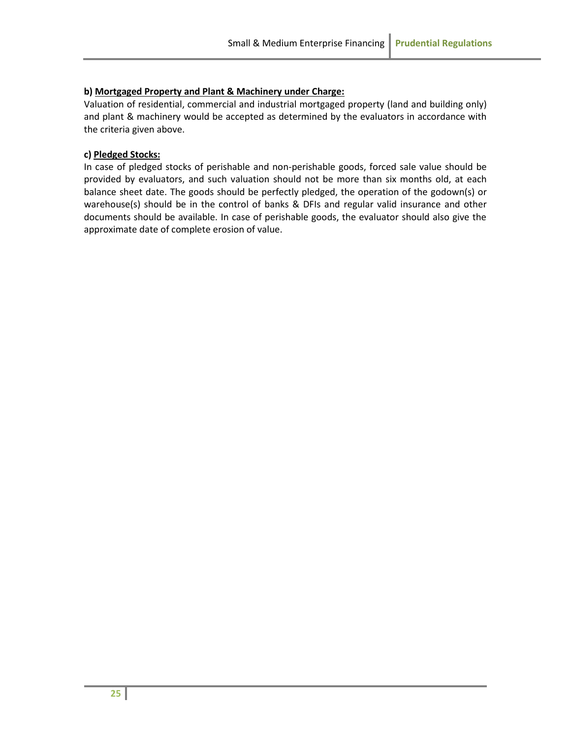**b) Mortgaged Property and Plant & Machinery under Charge:**

Valuation of residential, commercial and industrial mortgaged property (land and building only) and plant & machinery would be accepted as determined by the evaluators in accordance with the criteria given above.

**c) Pledged Stocks:**

In case of pledged stocks of perishable and non-perishable goods, forced sale value should be provided by evaluators, and such valuation should not be more than six months old, at each balance sheet date. The goods should be perfectly pledged, the operation of the godown(s) or warehouse(s) should be in the control of banks & DFIs and regular valid insurance and other documents should be available. In case of perishable goods, the evaluator should also give the approximate date of complete erosion of value.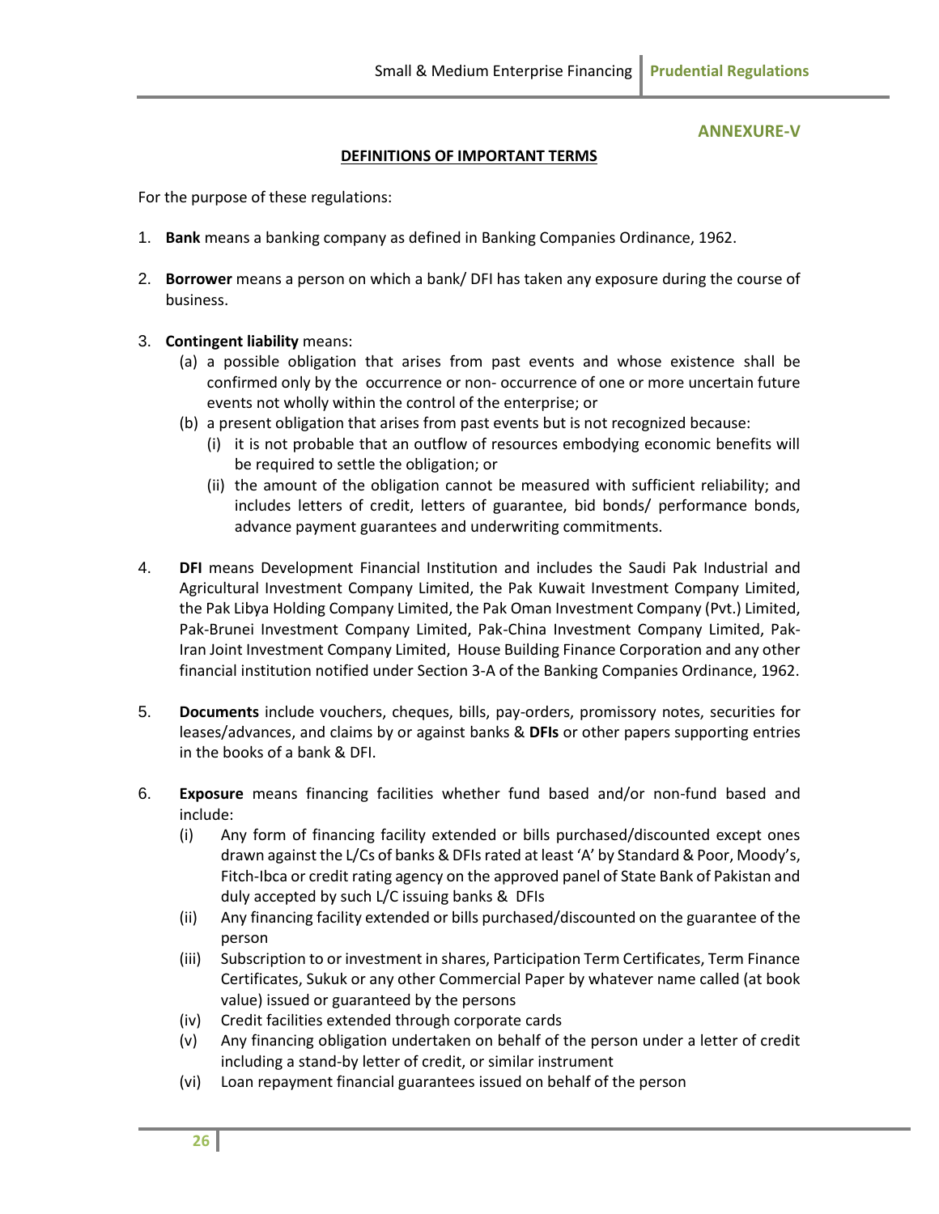**ANNEXURE-V**

## DEFINITIONS OF IMPORTANT TERMS

For the purpose of these regulations:

1. **Bank** means a banking company as defined in Banking Companies Ordinance, 1962.

2. **Borrower** means a person on which a bank/ DFI has taken any exposure during the course of business.

3. **Contingent liability** means:
   (a) a possible obligation that arises from past events and whose existence shall be confirmed only by the occurrence or non- occurrence of one or more uncertain future events not wholly within the control of the enterprise; or
   (b) a present obligation that arises from past events but is not recognized because:
      (i) it is not probable that an outflow of resources embodying economic benefits will be required to settle the obligation; or
      (ii) the amount of the obligation cannot be measured with sufficient reliability; and includes letters of credit, letters of guarantee, bid bonds/ performance bonds, advance payment guarantees and underwriting commitments.

4. **DFI** means Development Financial Institution and includes the Saudi Pak Industrial and Agricultural Investment Company Limited, the Pak Kuwait Investment Company Limited, the Pak Libya Holding Company Limited, the Pak Oman Investment Company (Pvt.) Limited, Pak-Brunei Investment Company Limited, Pak-China Investment Company Limited, Pak-Iran Joint Investment Company Limited, House Building Finance Corporation and any other financial institution notified under Section 3-A of the Banking Companies Ordinance, 1962.

5. **Documents** include vouchers, cheques, bills, pay-orders, promissory notes, securities for leases/advances, and claims by or against banks & **DFIs** or other papers supporting entries in the books of a bank & DFI.

6. **Exposure** means financing facilities whether fund based and/or non-fund based and include:
   (i) Any form of financing facility extended or bills purchased/discounted except ones drawn against the L/Cs of banks & DFIs rated at least 'A' by Standard & Poor, Moody's, Fitch-Ibca or credit rating agency on the approved panel of State Bank of Pakistan and duly accepted by such L/C issuing banks & DFIs
   (ii) Any financing facility extended or bills purchased/discounted on the guarantee of the person
   (iii) Subscription to or investment in shares, Participation Term Certificates, Term Finance Certificates, Sukuk or any other Commercial Paper by whatever name called (at book value) issued or guaranteed by the persons
   (iv) Credit facilities extended through corporate cards
   (v) Any financing obligation undertaken on behalf of the person under a letter of credit including a stand-by letter of credit, or similar instrument
   (vi) Loan repayment financial guarantees issued on behalf of the person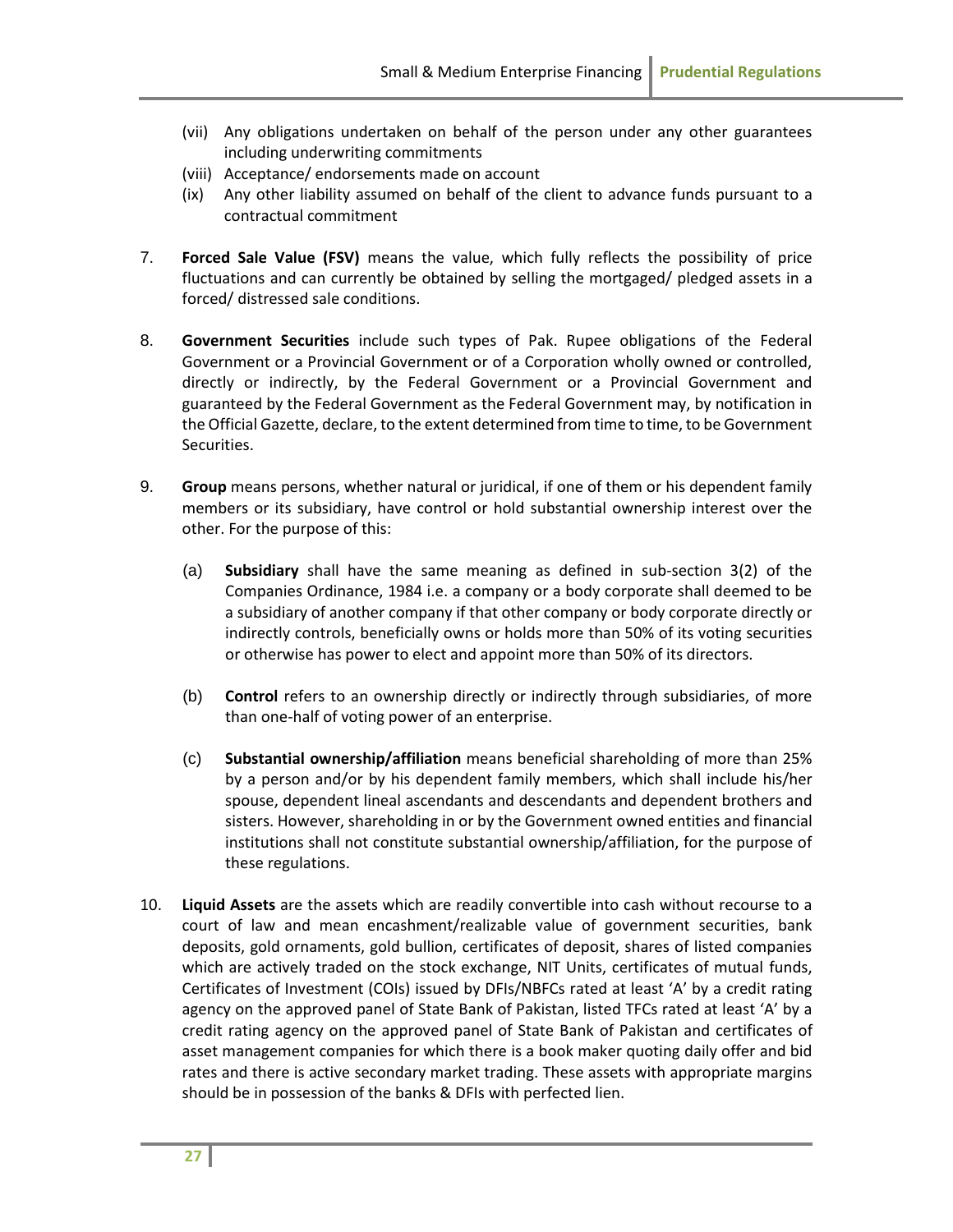(vii) Any obligations undertaken on behalf of the person under any other guarantees including underwriting commitments

(viii) Acceptance/ endorsements made on account

(ix) Any other liability assumed on behalf of the client to advance funds pursuant to a contractual commitment

7. **Forced Sale Value (FSV)** means the value, which fully reflects the possibility of price fluctuations and can currently be obtained by selling the mortgaged/ pledged assets in a forced/ distressed sale conditions.

8. **Government Securities** include such types of Pak. Rupee obligations of the Federal Government or a Provincial Government or of a Corporation wholly owned or controlled, directly or indirectly, by the Federal Government or a Provincial Government and guaranteed by the Federal Government as the Federal Government may, by notification in the Official Gazette, declare, to the extent determined from time to time, to be Government Securities.

9. **Group** means persons, whether natural or juridical, if one of them or his dependent family members or its subsidiary, have control or hold substantial ownership interest over the other. For the purpose of this:

   (a) **Subsidiary** shall have the same meaning as defined in sub-section 3(2) of the Companies Ordinance, 1984 i.e. a company or a body corporate shall deemed to be a subsidiary of another company if that other company or body corporate directly or indirectly controls, beneficially owns or holds more than 50% of its voting securities or otherwise has power to elect and appoint more than 50% of its directors.

   (b) **Control** refers to an ownership directly or indirectly through subsidiaries, of more than one-half of voting power of an enterprise.

   (c) **Substantial ownership/affiliation** means beneficial shareholding of more than 25% by a person and/or by his dependent family members, which shall include his/her spouse, dependent lineal ascendants and descendants and dependent brothers and sisters. However, shareholding in or by the Government owned entities and financial institutions shall not constitute substantial ownership/affiliation, for the purpose of these regulations.

10. **Liquid Assets** are the assets which are readily convertible into cash without recourse to a court of law and mean encashment/realizable value of government securities, bank deposits, gold ornaments, gold bullion, certificates of deposit, shares of listed companies which are actively traded on the stock exchange, NIT Units, certificates of mutual funds, Certificates of Investment (COIs) issued by DFIs/NBFCs rated at least 'A' by a credit rating agency on the approved panel of State Bank of Pakistan, listed TFCs rated at least 'A' by a credit rating agency on the approved panel of State Bank of Pakistan and certificates of asset management companies for which there is a book maker quoting daily offer and bid rates and there is active secondary market trading. These assets with appropriate margins should be in possession of the banks & DFIs with perfected lien.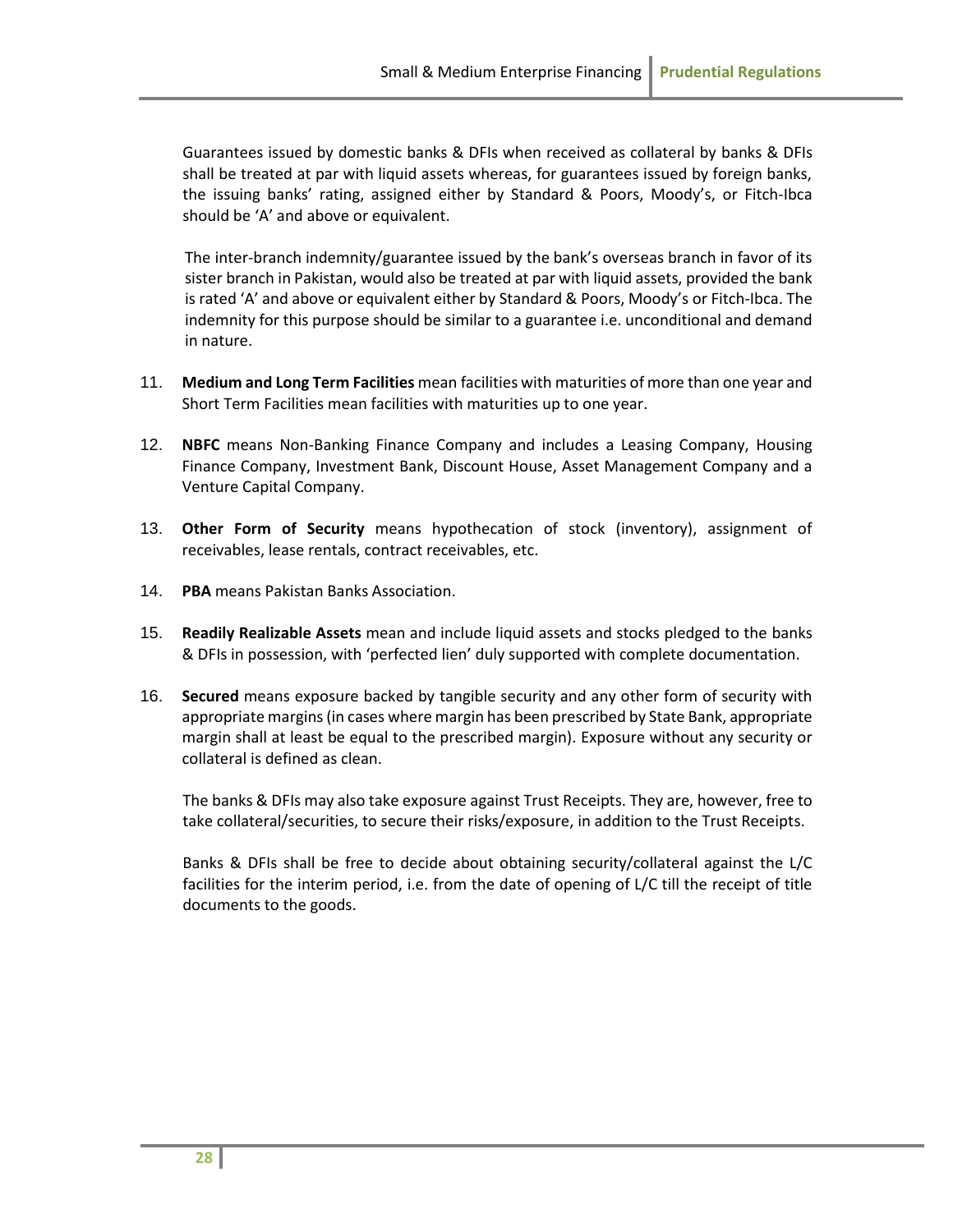Guarantees issued by domestic banks & DFIs when received as collateral by banks & DFIs shall be treated at par with liquid assets whereas, for guarantees issued by foreign banks, the issuing banks' rating, assigned either by Standard & Poors, Moody's, or Fitch-Ibca should be 'A' and above or equivalent.

The inter-branch indemnity/guarantee issued by the bank's overseas branch in favor of its sister branch in Pakistan, would also be treated at par with liquid assets, provided the bank is rated 'A' and above or equivalent either by Standard & Poors, Moody's or Fitch-Ibca. The indemnity for this purpose should be similar to a guarantee i.e. unconditional and demand in nature.

11. **Medium and Long Term Facilities** mean facilities with maturities of more than one year and Short Term Facilities mean facilities with maturities up to one year.

12. **NBFC** means Non-Banking Finance Company and includes a Leasing Company, Housing Finance Company, Investment Bank, Discount House, Asset Management Company and a Venture Capital Company.

13. **Other Form of Security** means hypothecation of stock (inventory), assignment of receivables, lease rentals, contract receivables, etc.

14. **PBA** means Pakistan Banks Association.

15. **Readily Realizable Assets** mean and include liquid assets and stocks pledged to the banks & DFIs in possession, with 'perfected lien' duly supported with complete documentation.

16. **Secured** means exposure backed by tangible security and any other form of security with appropriate margins (in cases where margin has been prescribed by State Bank, appropriate margin shall at least be equal to the prescribed margin). Exposure without any security or collateral is defined as clean.

    The banks & DFIs may also take exposure against Trust Receipts. They are, however, free to take collateral/securities, to secure their risks/exposure, in addition to the Trust Receipts.

    Banks & DFIs shall be free to decide about obtaining security/collateral against the L/C facilities for the interim period, i.e. from the date of opening of L/C till the receipt of title documents to the goods.